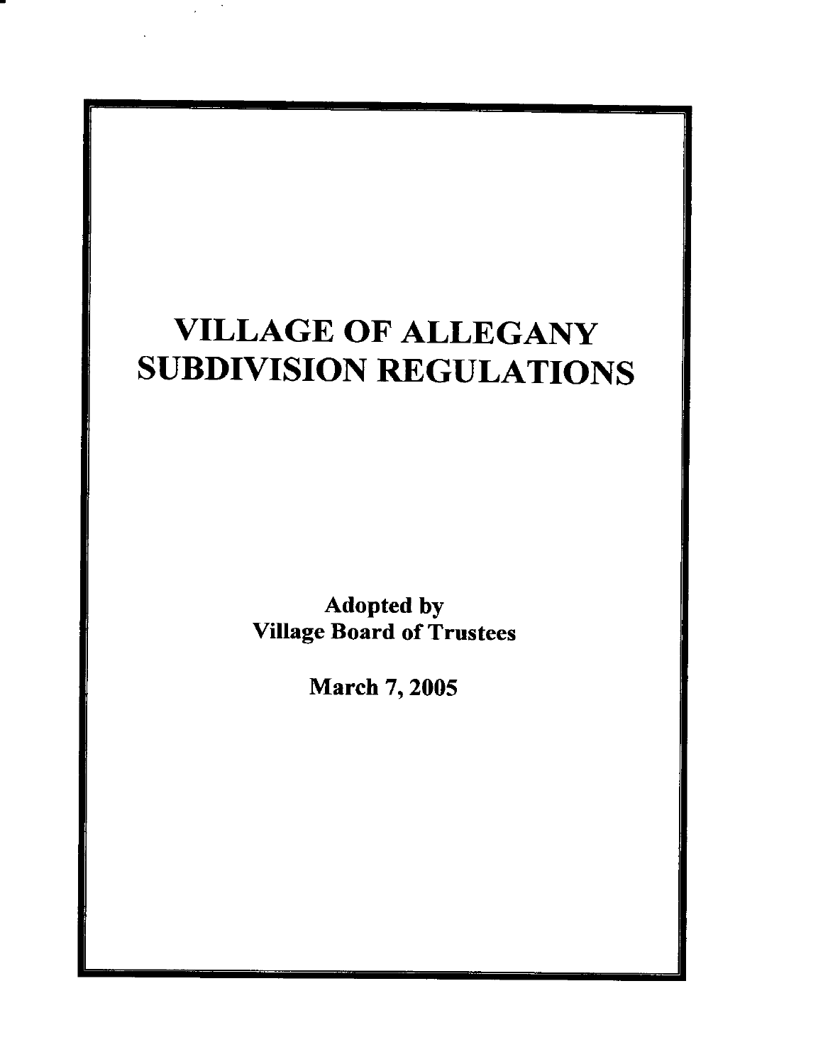# VILLAGE OF ALLEGANY SUBDIVISION REGULATIONS

**Adopted by**
**Village Board of Trustees**

**March 7, 2005**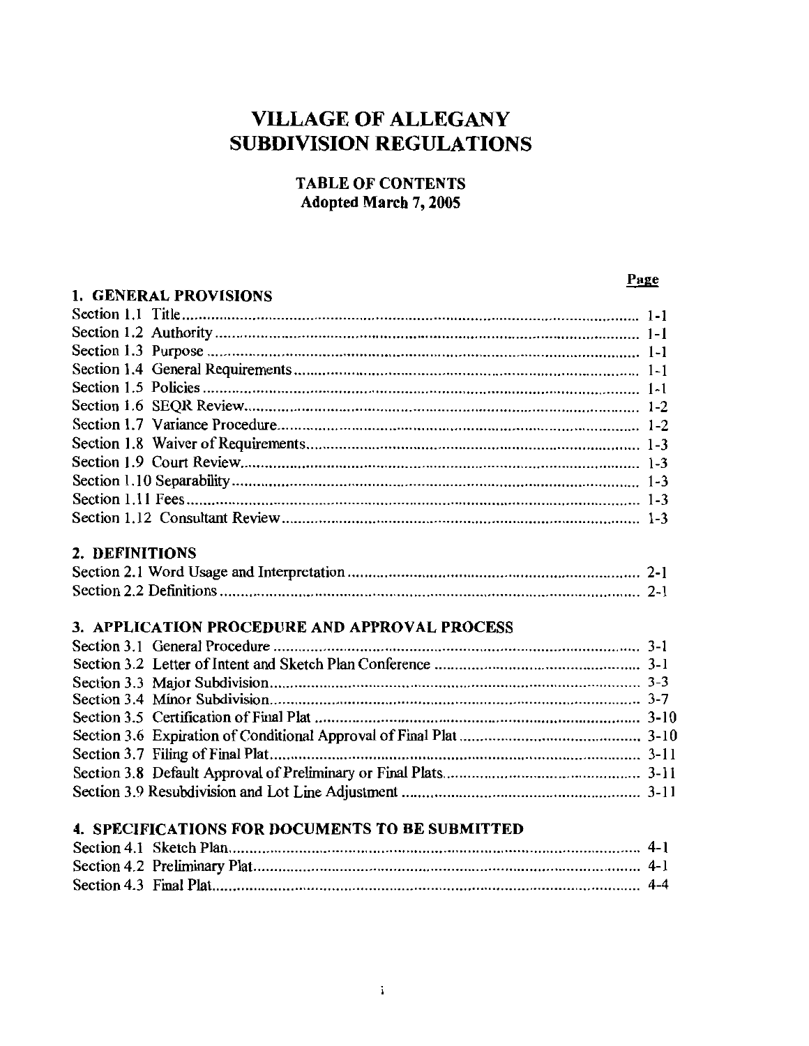# VILLAGE OF ALLEGANY SUBDIVISION REGULATIONS

## TABLE OF CONTENTS
**Adopted March 7, 2005**

| | Page |
|---|---|
| **1. GENERAL PROVISIONS** | |
| Section 1.1 Title | 1-1 |
| Section 1.2 Authority | 1-1 |
| Section 1.3 Purpose | 1-1 |
| Section 1.4 General Requirements | 1-1 |
| Section 1.5 Policies | 1-1 |
| Section 1.6 SEQR Review | 1-2 |
| Section 1.7 Variance Procedure | 1-2 |
| Section 1.8 Waiver of Requirements | 1-3 |
| Section 1.9 Court Review | 1-3 |
| Section 1.10 Separability | 1-3 |
| Section 1.11 Fees | 1-3 |
| Section 1.12 Consultant Review | 1-3 |
| **2. DEFINITIONS** | |
| Section 2.1 Word Usage and Interpretation | 2-1 |
| Section 2.2 Definitions | 2-1 |
| **3. APPLICATION PROCEDURE AND APPROVAL PROCESS** | |
| Section 3.1 General Procedure | 3-1 |
| Section 3.2 Letter of Intent and Sketch Plan Conference | 3-1 |
| Section 3.3 Major Subdivision | 3-3 |
| Section 3.4 Minor Subdivision | 3-7 |
| Section 3.5 Certification of Final Plat | 3-10 |
| Section 3.6 Expiration of Conditional Approval of Final Plat | 3-10 |
| Section 3.7 Filing of Final Plat | 3-11 |
| Section 3.8 Default Approval of Preliminary or Final Plats | 3-11 |
| Section 3.9 Resubdivision and Lot Line Adjustment | 3-11 |
| **4. SPECIFICATIONS FOR DOCUMENTS TO BE SUBMITTED** | |
| Section 4.1 Sketch Plan | 4-1 |
| Section 4.2 Preliminary Plat | 4-1 |
| Section 4.3 Final Plat | 4-4 |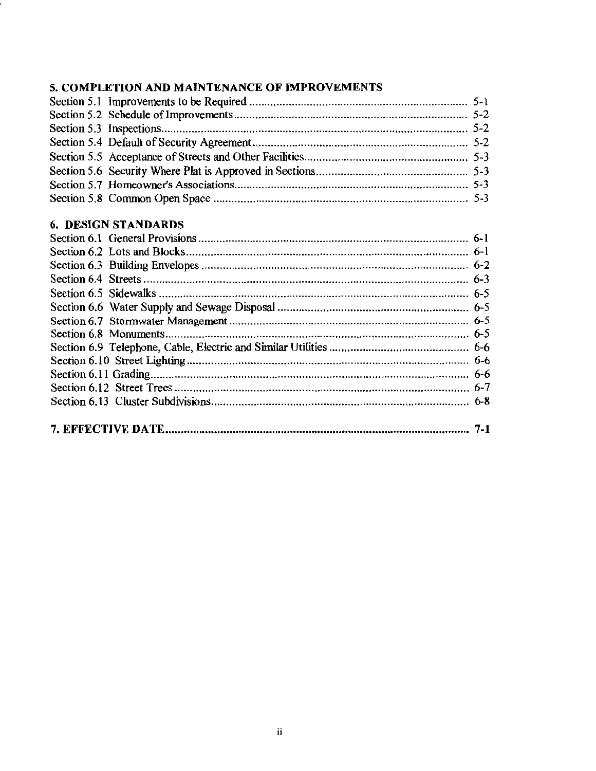## 5. COMPLETION AND MAINTENANCE OF IMPROVEMENTS

| | |
|---|---|
| Section 5.1 Improvements to be Required | 5-1 |
| Section 5.2 Schedule of Improvements | 5-2 |
| Section 5.3 Inspections | 5-2 |
| Section 5.4 Default of Security Agreement | 5-2 |
| Section 5.5 Acceptance of Streets and Other Facilities | 5-3 |
| Section 5.6 Security Where Plat is Approved in Sections | 5-3 |
| Section 5.7 Homeowner's Associations | 5-3 |
| Section 5.8 Common Open Space | 5-3 |

## 6. DESIGN STANDARDS

| | |
|---|---|
| Section 6.1 General Provisions | 6-1 |
| Section 6.2 Lots and Blocks | 6-1 |
| Section 6.3 Building Envelopes | 6-2 |
| Section 6.4 Streets | 6-3 |
| Section 6.5 Sidewalks | 6-5 |
| Section 6.6 Water Supply and Sewage Disposal | 6-5 |
| Section 6.7 Stormwater Management | 6-5 |
| Section 6.8 Monuments | 6-5 |
| Section 6.9 Telephone, Cable, Electric and Similar Utilities | 6-6 |
| Section 6.10 Street Lighting | 6-6 |
| Section 6.11 Grading | 6-6 |
| Section 6.12 Street Trees | 6-7 |
| Section 6.13 Cluster Subdivisions | 6-8 |

## 7. EFFECTIVE DATE .......... 7-1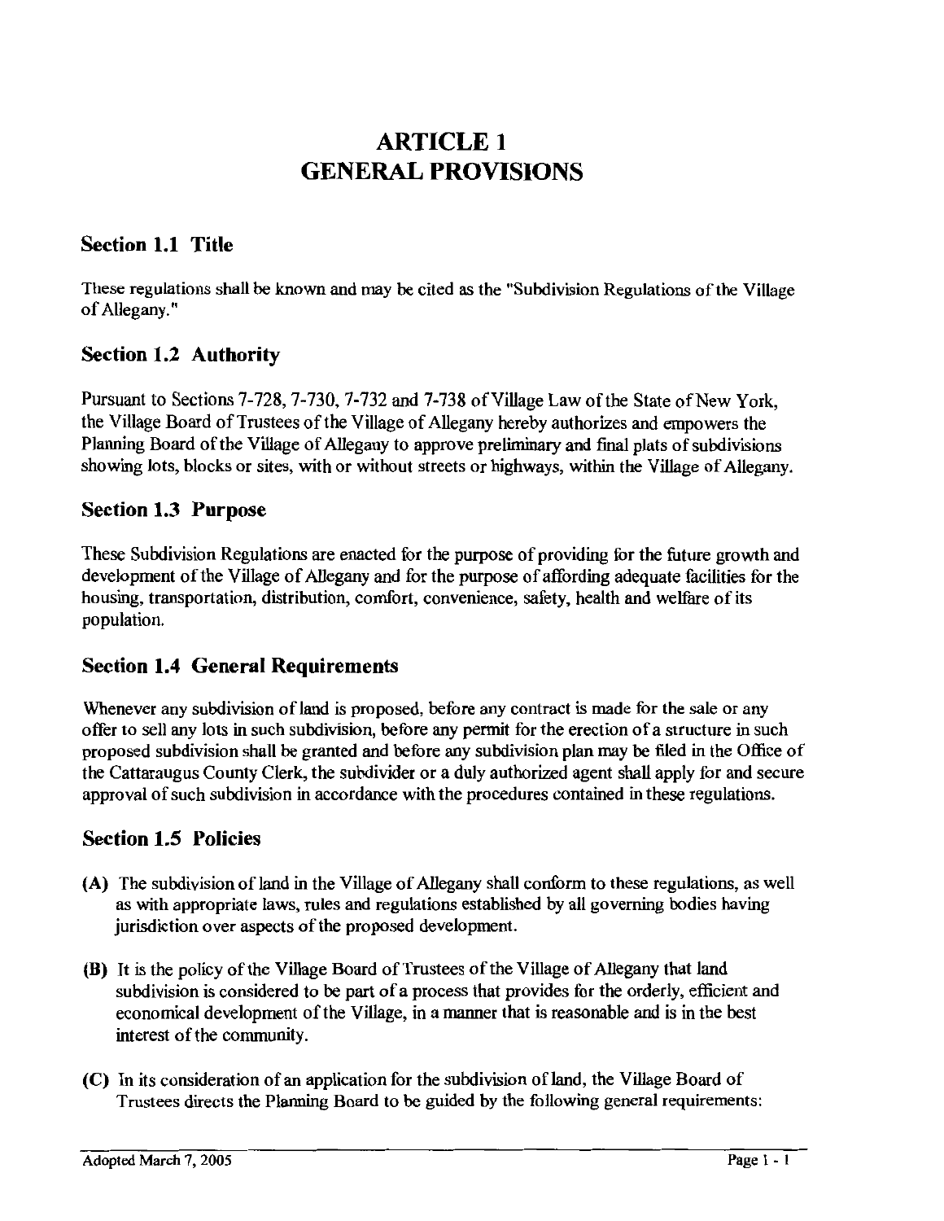# ARTICLE 1
# GENERAL PROVISIONS

## Section 1.1 Title

These regulations shall be known and may be cited as the "Subdivision Regulations of the Village of Allegany."

## Section 1.2 Authority

Pursuant to Sections 7-728, 7-730, 7-732 and 7-738 of Village Law of the State of New York, the Village Board of Trustees of the Village of Allegany hereby authorizes and empowers the Planning Board of the Village of Allegany to approve preliminary and final plats of subdivisions showing lots, blocks or sites, with or without streets or highways, within the Village of Allegany.

## Section 1.3 Purpose

These Subdivision Regulations are enacted for the purpose of providing for the future growth and development of the Village of Allegany and for the purpose of affording adequate facilities for the housing, transportation, distribution, comfort, convenience, safety, health and welfare of its population.

## Section 1.4 General Requirements

Whenever any subdivision of land is proposed, before any contract is made for the sale or any offer to sell any lots in such subdivision, before any permit for the erection of a structure in such proposed subdivision shall be granted and before any subdivision plan may be filed in the Office of the Cattaraugus County Clerk, the subdivider or a duly authorized agent shall apply for and secure approval of such subdivision in accordance with the procedures contained in these regulations.

## Section 1.5 Policies

**(A)** The subdivision of land in the Village of Allegany shall conform to these regulations, as well as with appropriate laws, rules and regulations established by all governing bodies having jurisdiction over aspects of the proposed development.

**(B)** It is the policy of the Village Board of Trustees of the Village of Allegany that land subdivision is considered to be part of a process that provides for the orderly, efficient and economical development of the Village, in a manner that is reasonable and is in the best interest of the community.

**(C)** In its consideration of an application for the subdivision of land, the Village Board of Trustees directs the Planning Board to be guided by the following general requirements: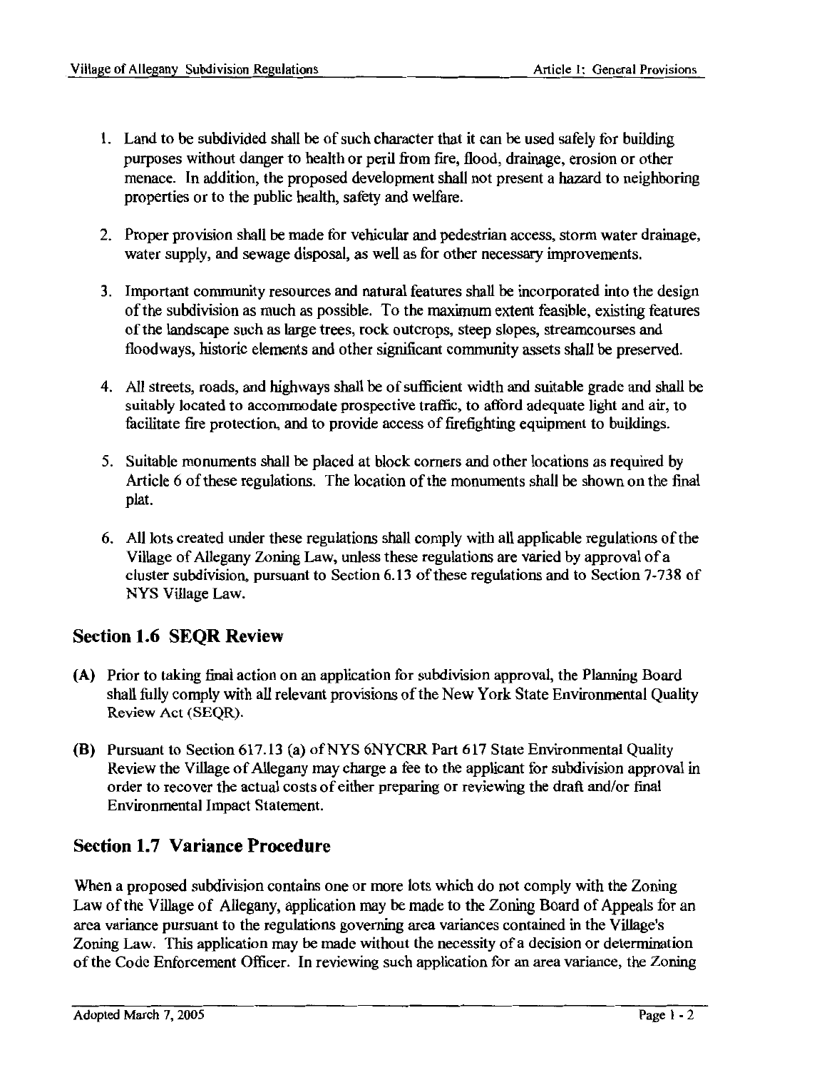1. Land to be subdivided shall be of such character that it can be used safely for building purposes without danger to health or peril from fire, flood, drainage, erosion or other menace. In addition, the proposed development shall not present a hazard to neighboring properties or to the public health, safety and welfare.

2. Proper provision shall be made for vehicular and pedestrian access, storm water drainage, water supply, and sewage disposal, as well as for other necessary improvements.

3. Important community resources and natural features shall be incorporated into the design of the subdivision as much as possible. To the maximum extent feasible, existing features of the landscape such as large trees, rock outcrops, steep slopes, streamcourses and floodways, historic elements and other significant community assets shall be preserved.

4. All streets, roads, and highways shall be of sufficient width and suitable grade and shall be suitably located to accommodate prospective traffic, to afford adequate light and air, to facilitate fire protection, and to provide access of firefighting equipment to buildings.

5. Suitable monuments shall be placed at block corners and other locations as required by Article 6 of these regulations. The location of the monuments shall be shown on the final plat.

6. All lots created under these regulations shall comply with all applicable regulations of the Village of Allegany Zoning Law, unless these regulations are varied by approval of a cluster subdivision, pursuant to Section 6.13 of these regulations and to Section 7-738 of NYS Village Law.

## Section 1.6 SEQR Review

**(A)** Prior to taking final action on an application for subdivision approval, the Planning Board shall fully comply with all relevant provisions of the New York State Environmental Quality Review Act (SEQR).

**(B)** Pursuant to Section 617.13 (a) of NYS 6NYCRR Part 617 State Environmental Quality Review the Village of Allegany may charge a fee to the applicant for subdivision approval in order to recover the actual costs of either preparing or reviewing the draft and/or final Environmental Impact Statement.

## Section 1.7 Variance Procedure

When a proposed subdivision contains one or more lots which do not comply with the Zoning Law of the Village of Allegany, application may be made to the Zoning Board of Appeals for an area variance pursuant to the regulations governing area variances contained in the Village's Zoning Law. This application may be made without the necessity of a decision or determination of the Code Enforcement Officer. In reviewing such application for an area variance, the Zoning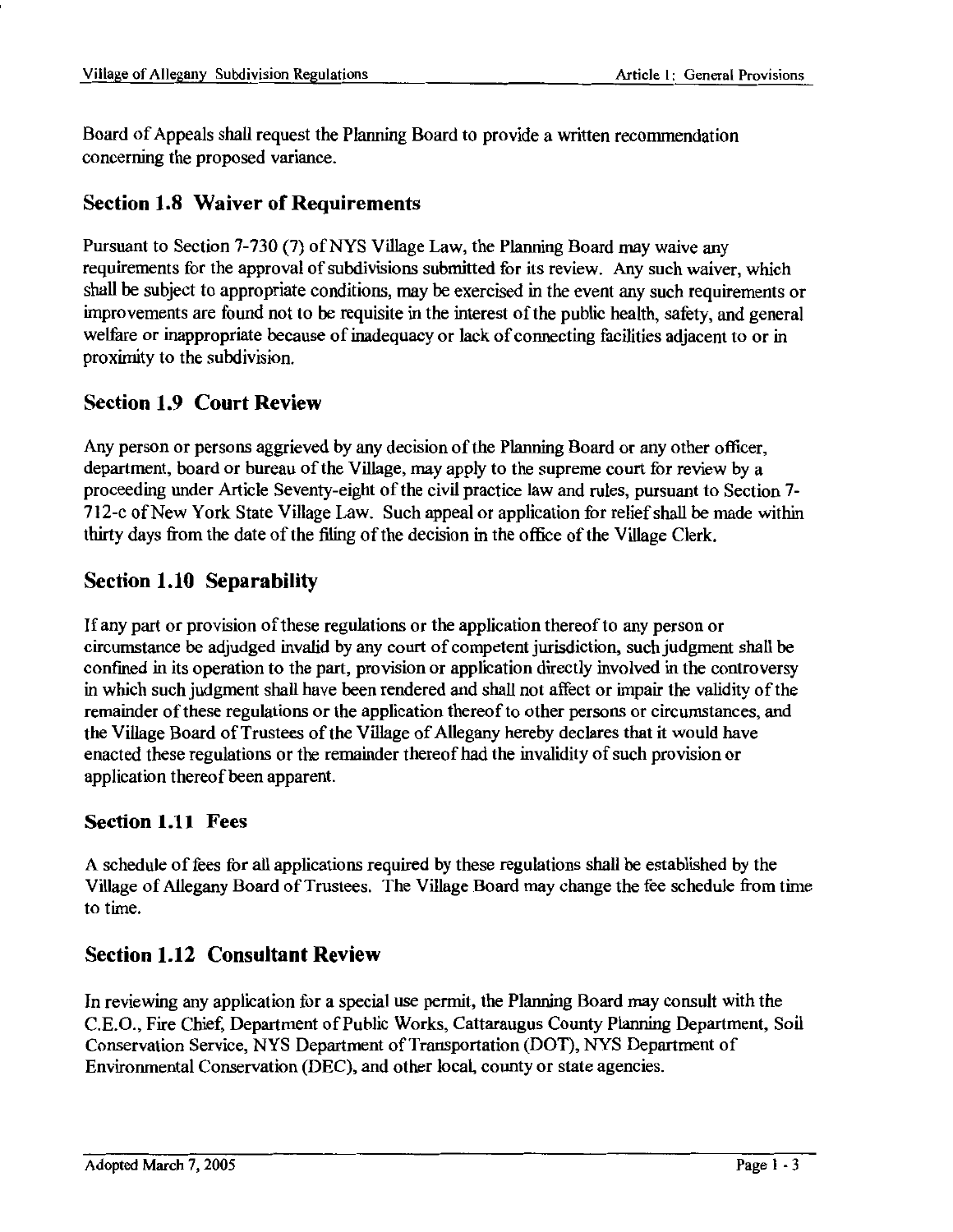Board of Appeals shall request the Planning Board to provide a written recommendation concerning the proposed variance.

## Section 1.8 Waiver of Requirements

Pursuant to Section 7-730 (7) of NYS Village Law, the Planning Board may waive any requirements for the approval of subdivisions submitted for its review. Any such waiver, which shall be subject to appropriate conditions, may be exercised in the event any such requirements or improvements are found not to be requisite in the interest of the public health, safety, and general welfare or inappropriate because of inadequacy or lack of connecting facilities adjacent to or in proximity to the subdivision.

## Section 1.9 Court Review

Any person or persons aggrieved by any decision of the Planning Board or any other officer, department, board or bureau of the Village, may apply to the supreme court for review by a proceeding under Article Seventy-eight of the civil practice law and rules, pursuant to Section 7-712-c of New York State Village Law. Such appeal or application for relief shall be made within thirty days from the date of the filing of the decision in the office of the Village Clerk.

## Section 1.10 Separability

If any part or provision of these regulations or the application thereof to any person or circumstance be adjudged invalid by any court of competent jurisdiction, such judgment shall be confined in its operation to the part, provision or application directly involved in the controversy in which such judgment shall have been rendered and shall not affect or impair the validity of the remainder of these regulations or the application thereof to other persons or circumstances, and the Village Board of Trustees of the Village of Allegany hereby declares that it would have enacted these regulations or the remainder thereof had the invalidity of such provision or application thereof been apparent.

### Section 1.11 Fees

A schedule of fees for all applications required by these regulations shall be established by the Village of Allegany Board of Trustees. The Village Board may change the fee schedule from time to time.

## Section 1.12 Consultant Review

In reviewing any application for a special use permit, the Planning Board may consult with the C.E.O., Fire Chief, Department of Public Works, Cattaraugus County Planning Department, Soil Conservation Service, NYS Department of Transportation (DOT), NYS Department of Environmental Conservation (DEC), and other local, county or state agencies.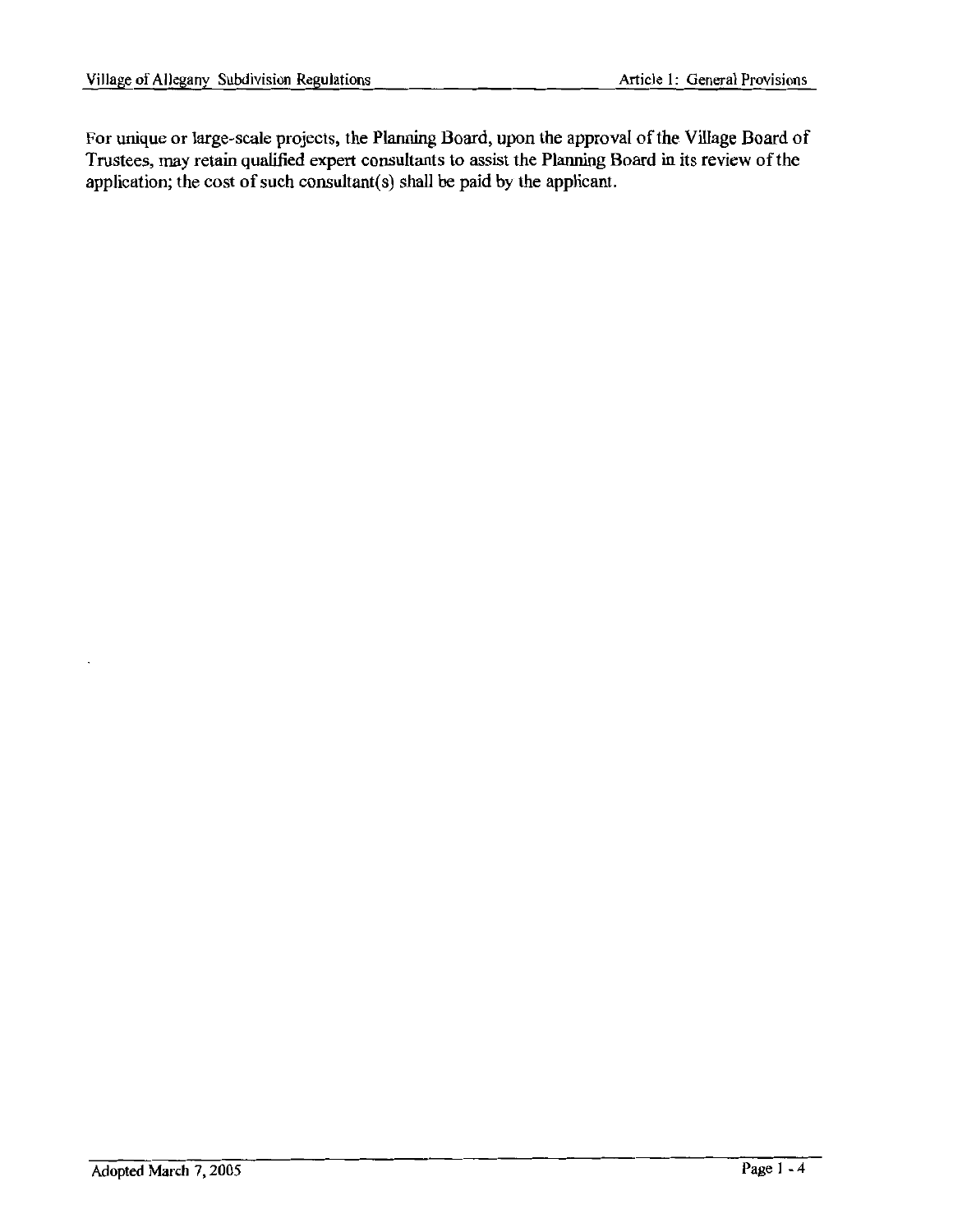For unique or large-scale projects, the Planning Board, upon the approval of the Village Board of Trustees, may retain qualified expert consultants to assist the Planning Board in its review of the application; the cost of such consultant(s) shall be paid by the applicant.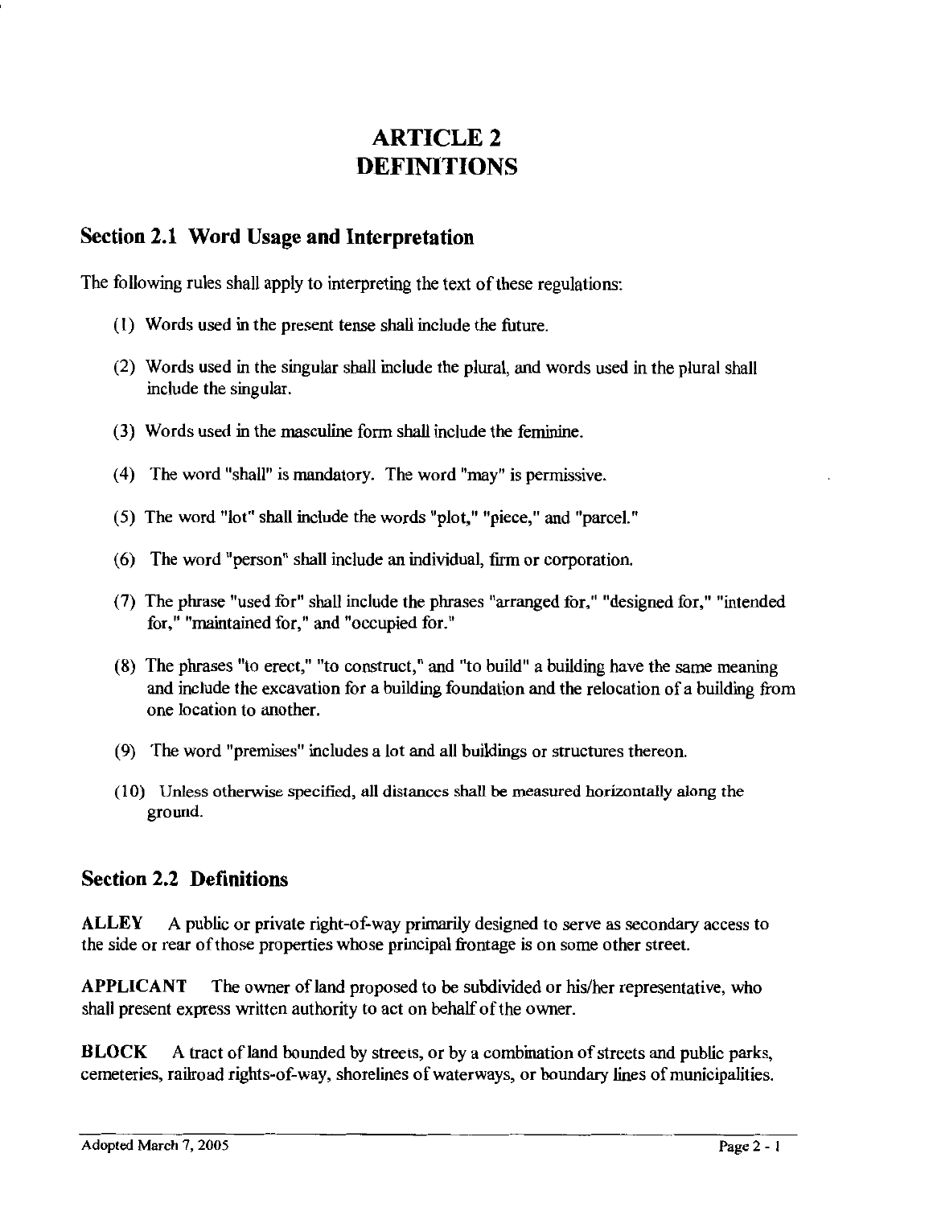# ARTICLE 2
# DEFINITIONS

## Section 2.1 Word Usage and Interpretation

The following rules shall apply to interpreting the text of these regulations:

(1) Words used in the present tense shall include the future.

(2) Words used in the singular shall include the plural, and words used in the plural shall include the singular.

(3) Words used in the masculine form shall include the feminine.

(4) The word "shall" is mandatory. The word "may" is permissive.

(5) The word "lot" shall include the words "plot," "piece," and "parcel."

(6) The word "person" shall include an individual, firm or corporation.

(7) The phrase "used for" shall include the phrases "arranged for," "designed for," "intended for," "maintained for," and "occupied for."

(8) The phrases "to erect," "to construct," and "to build" a building have the same meaning and include the excavation for a building foundation and the relocation of a building from one location to another.

(9) The word "premises" includes a lot and all buildings or structures thereon.

(10) Unless otherwise specified, all distances shall be measured horizontally along the ground.

## Section 2.2 Definitions

**ALLEY** A public or private right-of-way primarily designed to serve as secondary access to the side or rear of those properties whose principal frontage is on some other street.

**APPLICANT** The owner of land proposed to be subdivided or his/her representative, who shall present express written authority to act on behalf of the owner.

**BLOCK** A tract of land bounded by streets, or by a combination of streets and public parks, cemeteries, railroad rights-of-way, shorelines of waterways, or boundary lines of municipalities.

Adopted March 7, 2005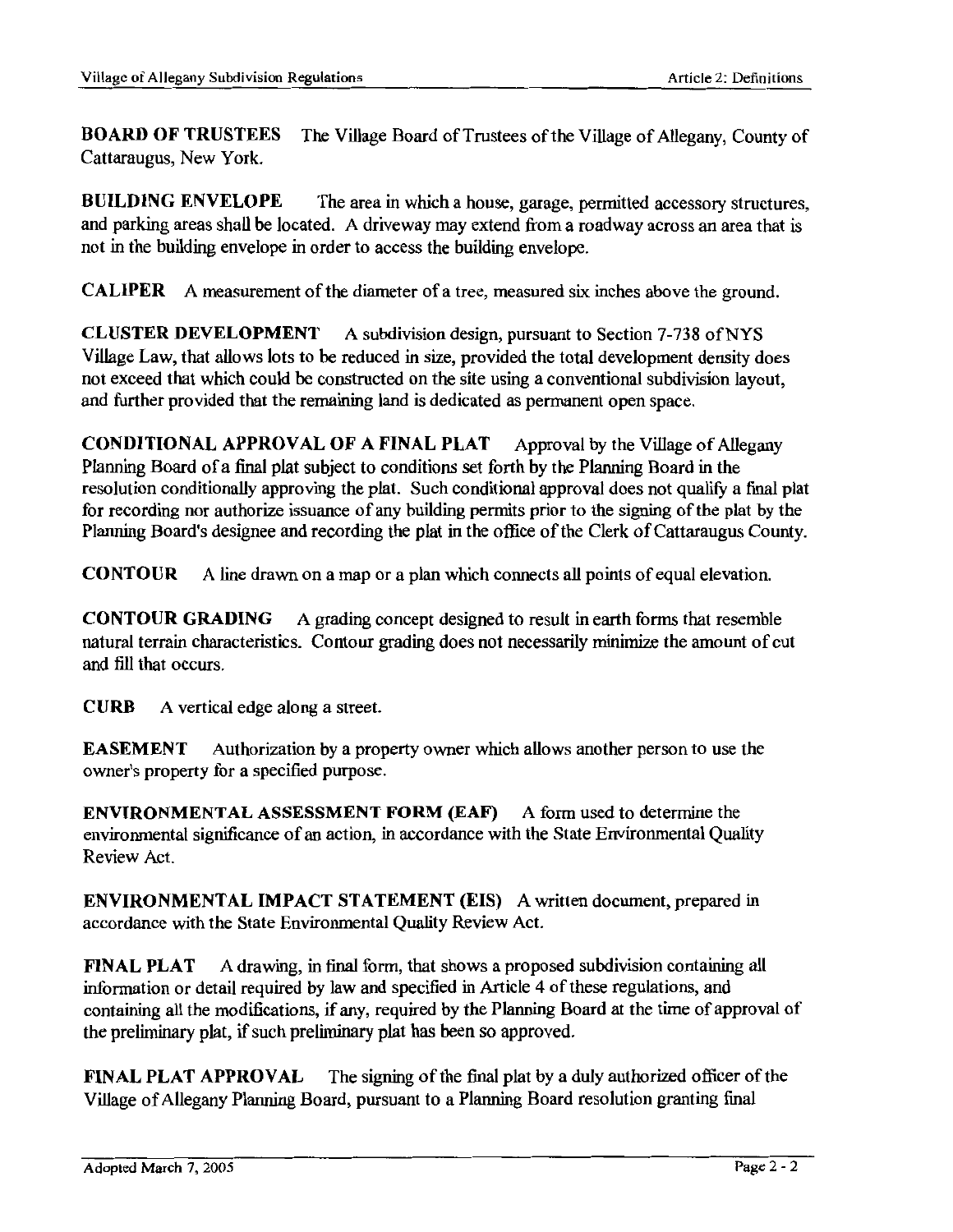**BOARD OF TRUSTEES** The Village Board of Trustees of the Village of Allegany, County of Cattaraugus, New York.

**BUILDING ENVELOPE** The area in which a house, garage, permitted accessory structures, and parking areas shall be located. A driveway may extend from a roadway across an area that is not in the building envelope in order to access the building envelope.

**CALIPER** A measurement of the diameter of a tree, measured six inches above the ground.

**CLUSTER DEVELOPMENT** A subdivision design, pursuant to Section 7-738 of NYS Village Law, that allows lots to be reduced in size, provided the total development density does not exceed that which could be constructed on the site using a conventional subdivision layout, and further provided that the remaining land is dedicated as permanent open space.

**CONDITIONAL APPROVAL OF A FINAL PLAT** Approval by the Village of Allegany Planning Board of a final plat subject to conditions set forth by the Planning Board in the resolution conditionally approving the plat. Such conditional approval does not qualify a final plat for recording nor authorize issuance of any building permits prior to the signing of the plat by the Planning Board's designee and recording the plat in the office of the Clerk of Cattaraugus County.

**CONTOUR** A line drawn on a map or a plan which connects all points of equal elevation.

**CONTOUR GRADING** A grading concept designed to result in earth forms that resemble natural terrain characteristics. Contour grading does not necessarily minimize the amount of cut and fill that occurs.

**CURB** A vertical edge along a street.

**EASEMENT** Authorization by a property owner which allows another person to use the owner's property for a specified purpose.

**ENVIRONMENTAL ASSESSMENT FORM (EAF)** A form used to determine the environmental significance of an action, in accordance with the State Environmental Quality Review Act.

**ENVIRONMENTAL IMPACT STATEMENT (EIS)** A written document, prepared in accordance with the State Environmental Quality Review Act.

**FINAL PLAT** A drawing, in final form, that shows a proposed subdivision containing all information or detail required by law and specified in Article 4 of these regulations, and containing all the modifications, if any, required by the Planning Board at the time of approval of the preliminary plat, if such preliminary plat has been so approved.

**FINAL PLAT APPROVAL** The signing of the final plat by a duly authorized officer of the Village of Allegany Planning Board, pursuant to a Planning Board resolution granting final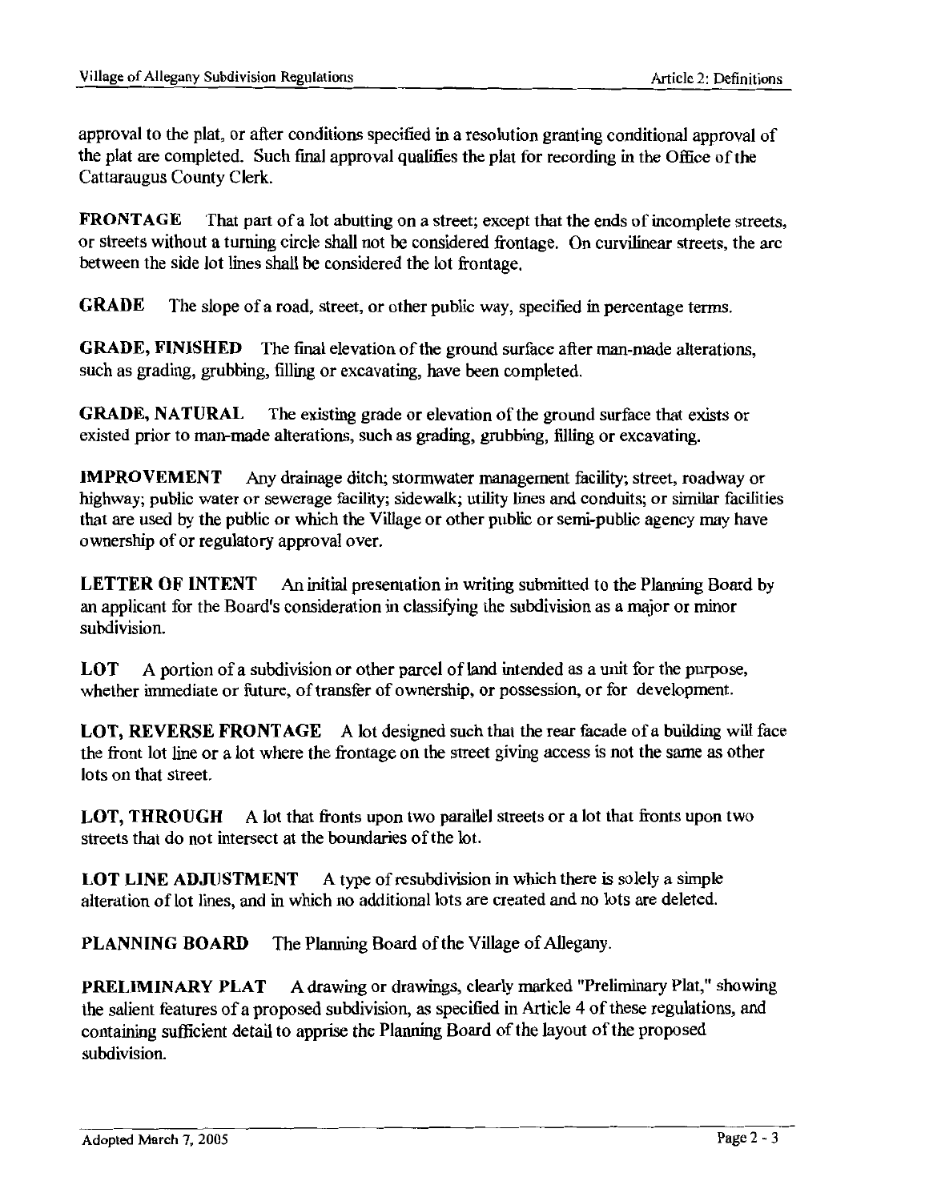approval to the plat, or after conditions specified in a resolution granting conditional approval of the plat are completed. Such final approval qualifies the plat for recording in the Office of the Cattaraugus County Clerk.

**FRONTAGE** That part of a lot abutting on a street; except that the ends of incomplete streets, or streets without a turning circle shall not be considered frontage. On curvilinear streets, the arc between the side lot lines shall be considered the lot frontage.

**GRADE** The slope of a road, street, or other public way, specified in percentage terms.

**GRADE, FINISHED** The final elevation of the ground surface after man-made alterations, such as grading, grubbing, filling or excavating, have been completed.

**GRADE, NATURAL** The existing grade or elevation of the ground surface that exists or existed prior to man-made alterations, such as grading, grubbing, filling or excavating.

**IMPROVEMENT** Any drainage ditch; stormwater management facility; street, roadway or highway; public water or sewerage facility; sidewalk; utility lines and conduits; or similar facilities that are used by the public or which the Village or other public or semi-public agency may have ownership of or regulatory approval over.

**LETTER OF INTENT** An initial presentation in writing submitted to the Planning Board by an applicant for the Board's consideration in classifying the subdivision as a major or minor subdivision.

**LOT** A portion of a subdivision or other parcel of land intended as a unit for the purpose, whether immediate or future, of transfer of ownership, or possession, or for development.

**LOT, REVERSE FRONTAGE** A lot designed such that the rear facade of a building will face the front lot line or a lot where the frontage on the street giving access is not the same as other lots on that street.

**LOT, THROUGH** A lot that fronts upon two parallel streets or a lot that fronts upon two streets that do not intersect at the boundaries of the lot.

**LOT LINE ADJUSTMENT** A type of resubdivision in which there is solely a simple alteration of lot lines, and in which no additional lots are created and no lots are deleted.

**PLANNING BOARD** The Planning Board of the Village of Allegany.

**PRELIMINARY PLAT** A drawing or drawings, clearly marked "Preliminary Plat," showing the salient features of a proposed subdivision, as specified in Article 4 of these regulations, and containing sufficient detail to apprise the Planning Board of the layout of the proposed subdivision.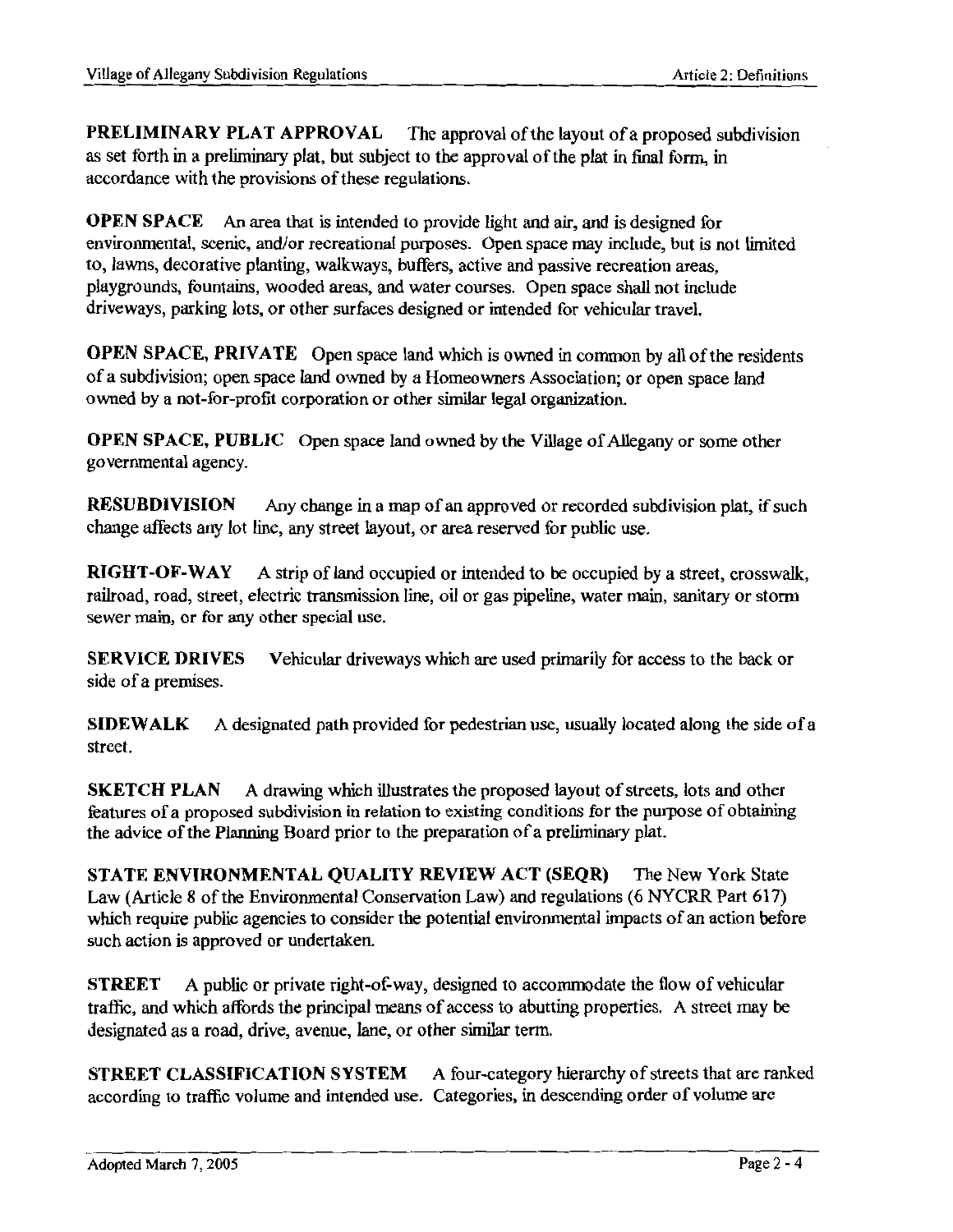**PRELIMINARY PLAT APPROVAL** The approval of the layout of a proposed subdivision as set forth in a preliminary plat, but subject to the approval of the plat in final form, in accordance with the provisions of these regulations.

**OPEN SPACE** An area that is intended to provide light and air, and is designed for environmental, scenic, and/or recreational purposes. Open space may include, but is not limited to, lawns, decorative planting, walkways, buffers, active and passive recreation areas, playgrounds, fountains, wooded areas, and water courses. Open space shall not include driveways, parking lots, or other surfaces designed or intended for vehicular travel.

**OPEN SPACE, PRIVATE** Open space land which is owned in common by all of the residents of a subdivision; open space land owned by a Homeowners Association; or open space land owned by a not-for-profit corporation or other similar legal organization.

**OPEN SPACE, PUBLIC** Open space land owned by the Village of Allegany or some other governmental agency.

**RESUBDIVISION** Any change in a map of an approved or recorded subdivision plat, if such change affects any lot line, any street layout, or area reserved for public use.

**RIGHT-OF-WAY** A strip of land occupied or intended to be occupied by a street, crosswalk, railroad, road, street, electric transmission line, oil or gas pipeline, water main, sanitary or storm sewer main, or for any other special use.

**SERVICE DRIVES** Vehicular driveways which are used primarily for access to the back or side of a premises.

**SIDEWALK** A designated path provided for pedestrian use, usually located along the side of a street.

**SKETCH PLAN** A drawing which illustrates the proposed layout of streets, lots and other features of a proposed subdivision in relation to existing conditions for the purpose of obtaining the advice of the Planning Board prior to the preparation of a preliminary plat.

**STATE ENVIRONMENTAL QUALITY REVIEW ACT (SEQR)** The New York State Law (Article 8 of the Environmental Conservation Law) and regulations (6 NYCRR Part 617) which require public agencies to consider the potential environmental impacts of an action before such action is approved or undertaken.

**STREET** A public or private right-of-way, designed to accommodate the flow of vehicular traffic, and which affords the principal means of access to abutting properties. A street may be designated as a road, drive, avenue, lane, or other similar term.

**STREET CLASSIFICATION SYSTEM** A four-category hierarchy of streets that are ranked according to traffic volume and intended use. Categories, in descending order of volume are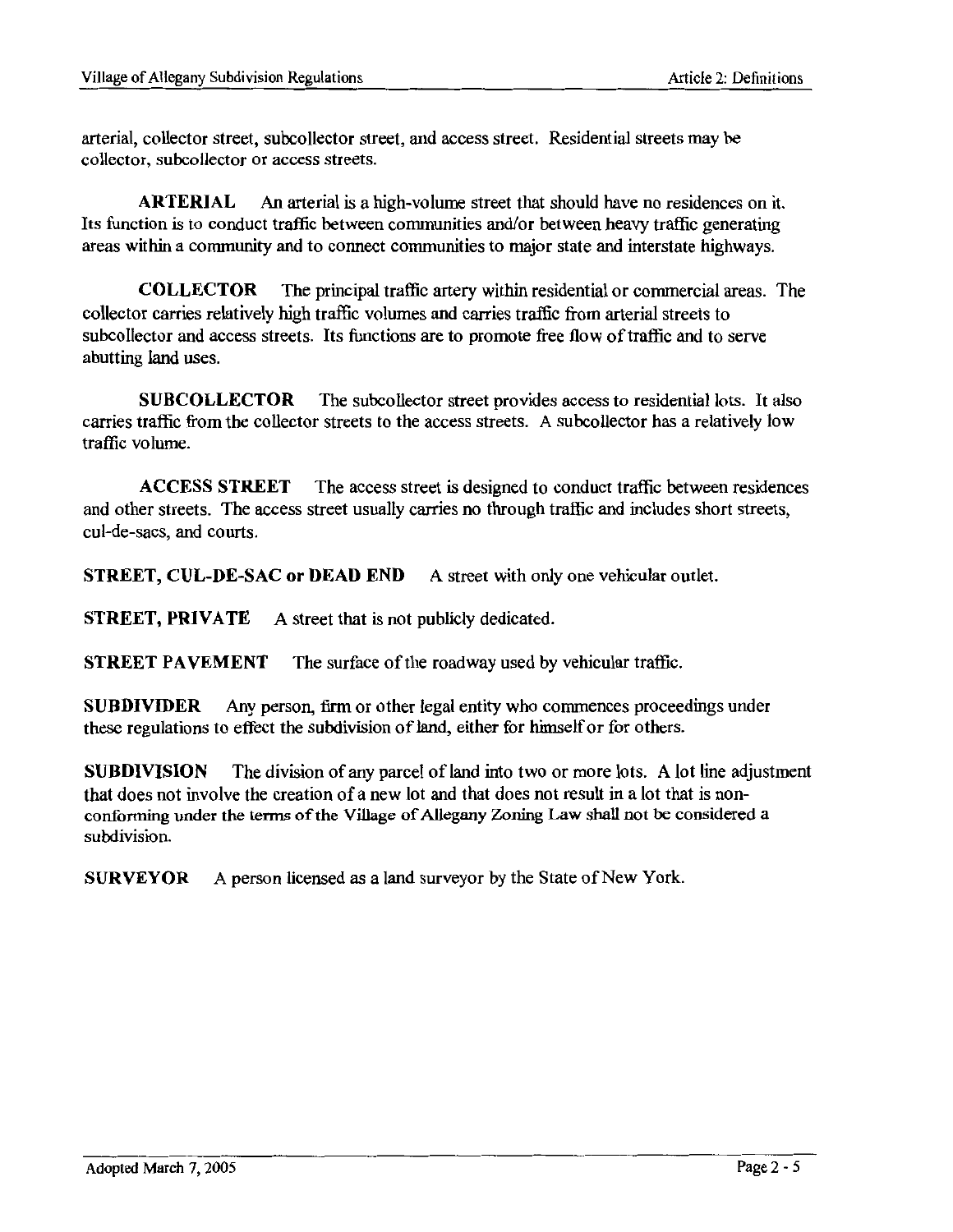arterial, collector street, subcollector street, and access street. Residential streets may be collector, subcollector or access streets.

**ARTERIAL** An arterial is a high-volume street that should have no residences on it. Its function is to conduct traffic between communities and/or between heavy traffic generating areas within a community and to connect communities to major state and interstate highways.

**COLLECTOR** The principal traffic artery within residential or commercial areas. The collector carries relatively high traffic volumes and carries traffic from arterial streets to subcollector and access streets. Its functions are to promote free flow of traffic and to serve abutting land uses.

**SUBCOLLECTOR** The subcollector street provides access to residential lots. It also carries traffic from the collector streets to the access streets. A subcollector has a relatively low traffic volume.

**ACCESS STREET** The access street is designed to conduct traffic between residences and other streets. The access street usually carries no through traffic and includes short streets, cul-de-sacs, and courts.

**STREET, CUL-DE-SAC or DEAD END** A street with only one vehicular outlet.

**STREET, PRIVATE** A street that is not publicly dedicated.

**STREET PAVEMENT** The surface of the roadway used by vehicular traffic.

**SUBDIVIDER** Any person, firm or other legal entity who commences proceedings under these regulations to effect the subdivision of land, either for himself or for others.

**SUBDIVISION** The division of any parcel of land into two or more lots. A lot line adjustment that does not involve the creation of a new lot and that does not result in a lot that is non-conforming under the terms of the Village of Allegany Zoning Law shall not be considered a subdivision.

**SURVEYOR** A person licensed as a land surveyor by the State of New York.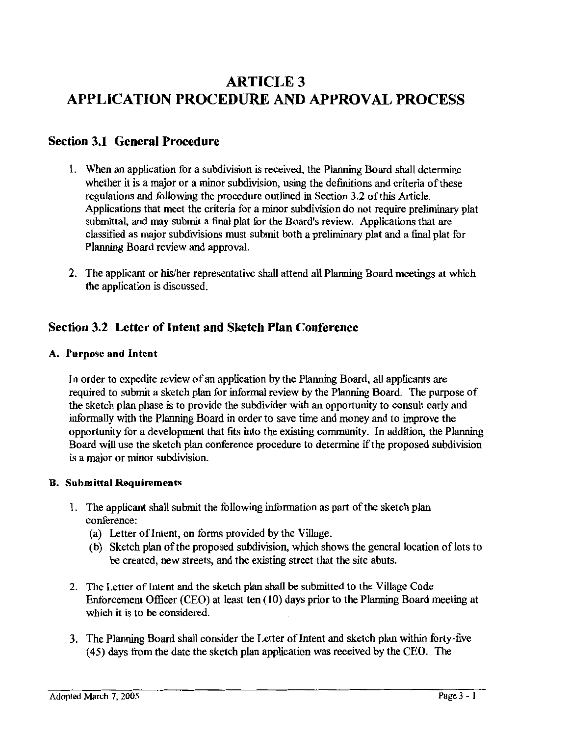# ARTICLE 3
# APPLICATION PROCEDURE AND APPROVAL PROCESS

## Section 3.1 General Procedure

1. When an application for a subdivision is received, the Planning Board shall determine whether it is a major or a minor subdivision, using the definitions and criteria of these regulations and following the procedure outlined in Section 3.2 of this Article. Applications that meet the criteria for a minor subdivision do not require preliminary plat submittal, and may submit a final plat for the Board's review. Applications that are classified as major subdivisions must submit both a preliminary plat and a final plat for Planning Board review and approval.

2. The applicant or his/her representative shall attend all Planning Board meetings at which the application is discussed.

## Section 3.2 Letter of Intent and Sketch Plan Conference

### A. Purpose and Intent

In order to expedite review of an application by the Planning Board, all applicants are required to submit a sketch plan for informal review by the Planning Board. The purpose of the sketch plan phase is to provide the subdivider with an opportunity to consult early and informally with the Planning Board in order to save time and money and to improve the opportunity for a development that fits into the existing community. In addition, the Planning Board will use the sketch plan conference procedure to determine if the proposed subdivision is a major or minor subdivision.

### B. Submittal Requirements

1. The applicant shall submit the following information as part of the sketch plan conference:
   - (a) Letter of Intent, on forms provided by the Village.
   - (b) Sketch plan of the proposed subdivision, which shows the general location of lots to be created, new streets, and the existing street that the site abuts.

2. The Letter of Intent and the sketch plan shall be submitted to the Village Code Enforcement Officer (CEO) at least ten (10) days prior to the Planning Board meeting at which it is to be considered.

3. The Planning Board shall consider the Letter of Intent and sketch plan within forty-five (45) days from the date the sketch plan application was received by the CEO. The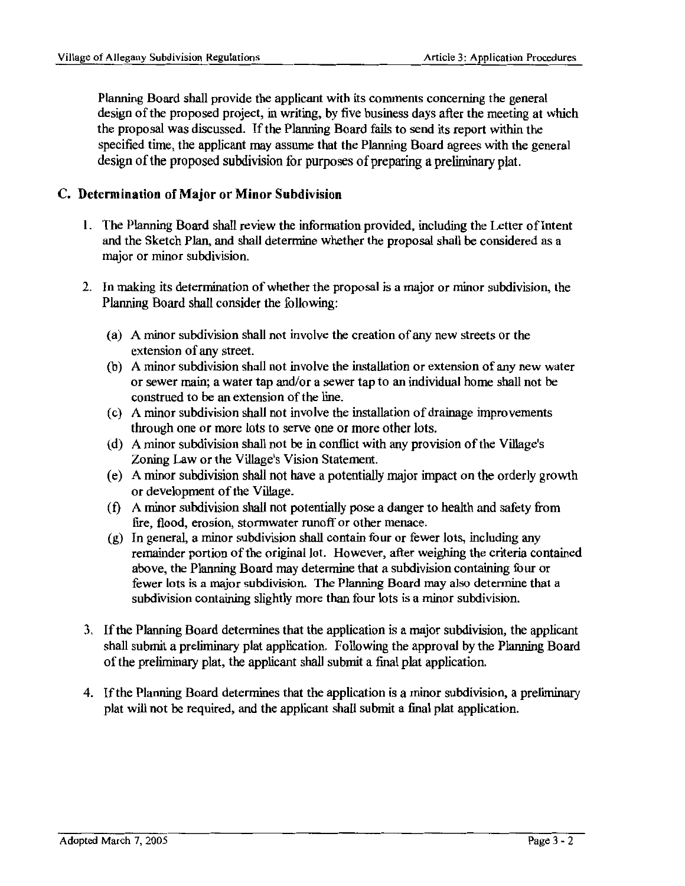Planning Board shall provide the applicant with its comments concerning the general design of the proposed project, in writing, by five business days after the meeting at which the proposal was discussed. If the Planning Board fails to send its report within the specified time, the applicant may assume that the Planning Board agrees with the general design of the proposed subdivision for purposes of preparing a preliminary plat.

## C. Determination of Major or Minor Subdivision

1. The Planning Board shall review the information provided, including the Letter of Intent and the Sketch Plan, and shall determine whether the proposal shall be considered as a major or minor subdivision.

2. In making its determination of whether the proposal is a major or minor subdivision, the Planning Board shall consider the following:

   (a) A minor subdivision shall not involve the creation of any new streets or the extension of any street.

   (b) A minor subdivision shall not involve the installation or extension of any new water or sewer main; a water tap and/or a sewer tap to an individual home shall not be construed to be an extension of the line.

   (c) A minor subdivision shall not involve the installation of drainage improvements through one or more lots to serve one or more other lots.

   (d) A minor subdivision shall not be in conflict with any provision of the Village's Zoning Law or the Village's Vision Statement.

   (e) A minor subdivision shall not have a potentially major impact on the orderly growth or development of the Village.

   (f) A minor subdivision shall not potentially pose a danger to health and safety from fire, flood, erosion, stormwater runoff or other menace.

   (g) In general, a minor subdivision shall contain four or fewer lots, including any remainder portion of the original lot. However, after weighing the criteria contained above, the Planning Board may determine that a subdivision containing four or fewer lots is a major subdivision. The Planning Board may also determine that a subdivision containing slightly more than four lots is a minor subdivision.

3. If the Planning Board determines that the application is a major subdivision, the applicant shall submit a preliminary plat application. Following the approval by the Planning Board of the preliminary plat, the applicant shall submit a final plat application.

4. If the Planning Board determines that the application is a minor subdivision, a preliminary plat will not be required, and the applicant shall submit a final plat application.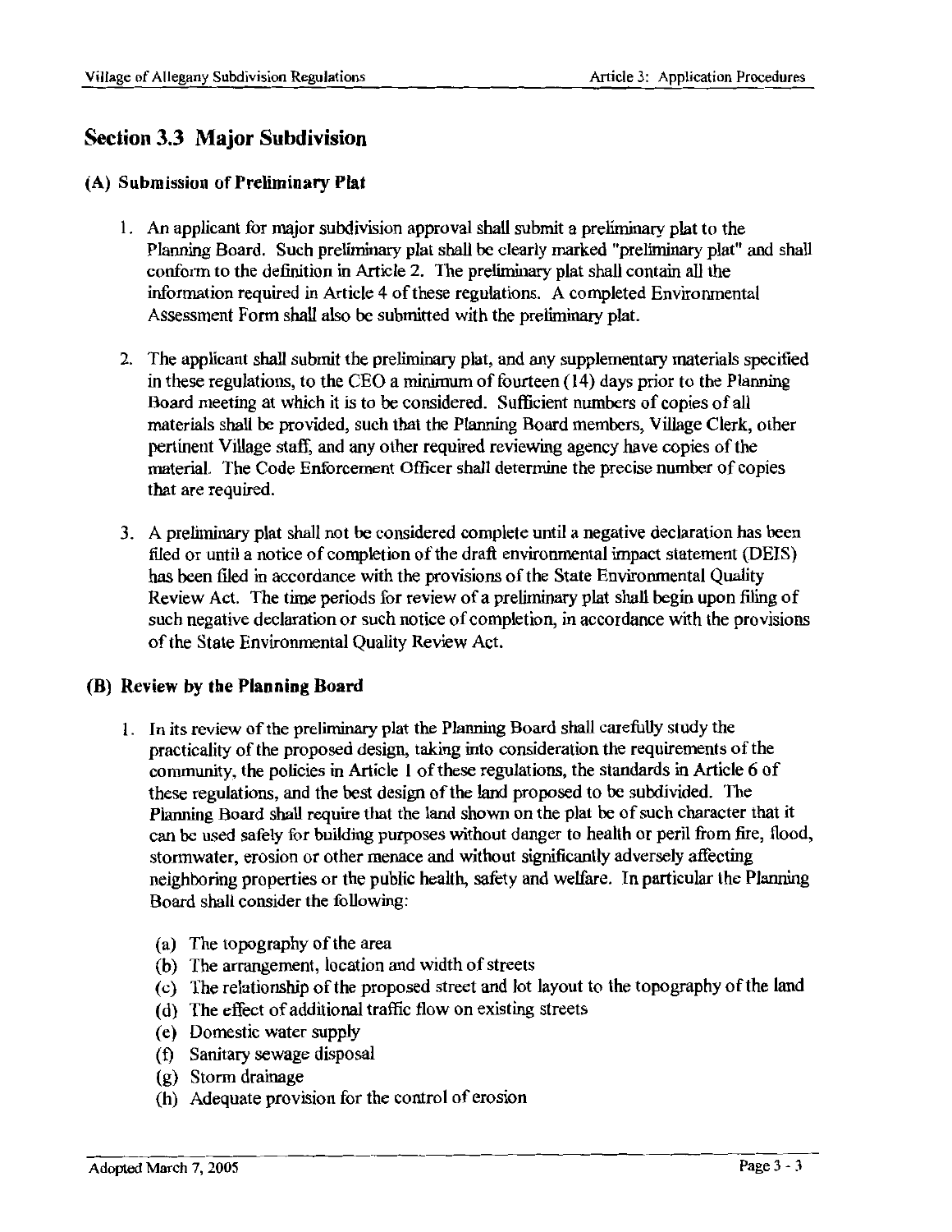## Section 3.3 Major Subdivision

### (A) Submission of Preliminary Plat

1. An applicant for major subdivision approval shall submit a preliminary plat to the Planning Board. Such preliminary plat shall be clearly marked "preliminary plat" and shall conform to the definition in Article 2. The preliminary plat shall contain all the information required in Article 4 of these regulations. A completed Environmental Assessment Form shall also be submitted with the preliminary plat.

2. The applicant shall submit the preliminary plat, and any supplementary materials specified in these regulations, to the CEO a minimum of fourteen (14) days prior to the Planning Board meeting at which it is to be considered. Sufficient numbers of copies of all materials shall be provided, such that the Planning Board members, Village Clerk, other pertinent Village staff, and any other required reviewing agency have copies of the material. The Code Enforcement Officer shall determine the precise number of copies that are required.

3. A preliminary plat shall not be considered complete until a negative declaration has been filed or until a notice of completion of the draft environmental impact statement (DEIS) has been filed in accordance with the provisions of the State Environmental Quality Review Act. The time periods for review of a preliminary plat shall begin upon filing of such negative declaration or such notice of completion, in accordance with the provisions of the State Environmental Quality Review Act.

### (B) Review by the Planning Board

1. In its review of the preliminary plat the Planning Board shall carefully study the practicality of the proposed design, taking into consideration the requirements of the community, the policies in Article 1 of these regulations, the standards in Article 6 of these regulations, and the best design of the land proposed to be subdivided. The Planning Board shall require that the land shown on the plat be of such character that it can be used safely for building purposes without danger to health or peril from fire, flood, stormwater, erosion or other menace and without significantly adversely affecting neighboring properties or the public health, safety and welfare. In particular the Planning Board shall consider the following:

   (a) The topography of the area
   (b) The arrangement, location and width of streets
   (c) The relationship of the proposed street and lot layout to the topography of the land
   (d) The effect of additional traffic flow on existing streets
   (e) Domestic water supply
   (f) Sanitary sewage disposal
   (g) Storm drainage
   (h) Adequate provision for the control of erosion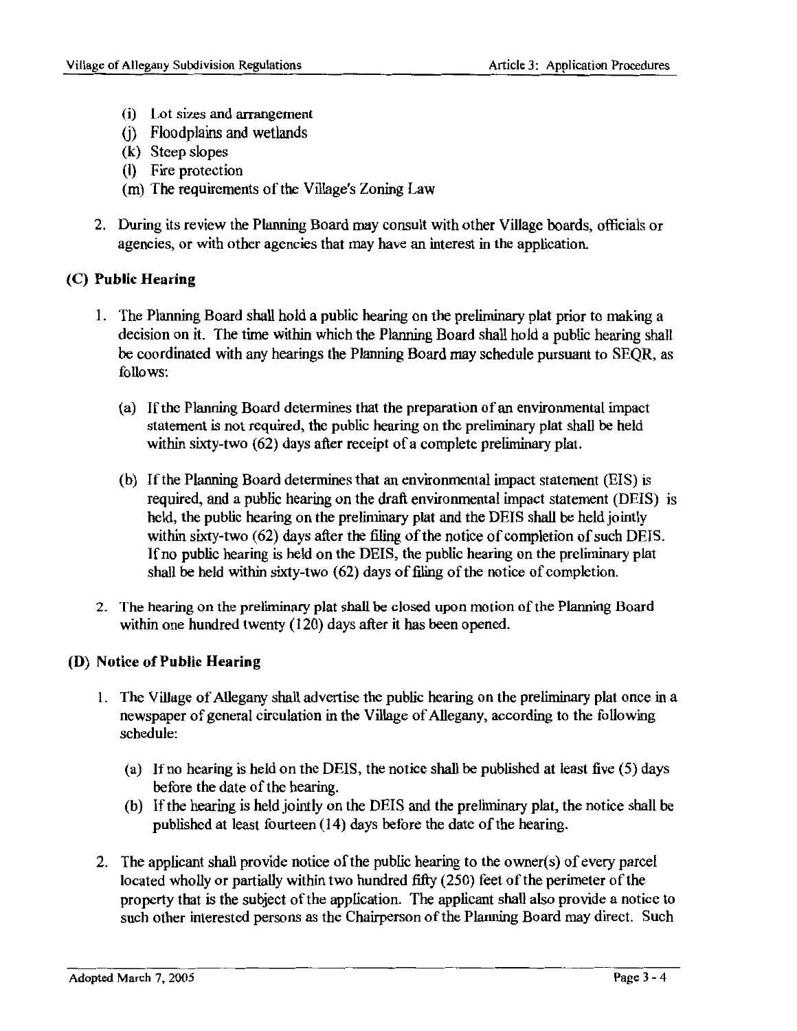(i) Lot sizes and arrangement
(j) Floodplains and wetlands
(k) Steep slopes
(l) Fire protection
(m) The requirements of the Village's Zoning Law

2. During its review the Planning Board may consult with other Village boards, officials or agencies, or with other agencies that may have an interest in the application.

### (C) Public Hearing

1. The Planning Board shall hold a public hearing on the preliminary plat prior to making a decision on it. The time within which the Planning Board shall hold a public hearing shall be coordinated with any hearings the Planning Board may schedule pursuant to SEQR, as follows:

   (a) If the Planning Board determines that the preparation of an environmental impact statement is not required, the public hearing on the preliminary plat shall be held within sixty-two (62) days after receipt of a complete preliminary plat.

   (b) If the Planning Board determines that an environmental impact statement (EIS) is required, and a public hearing on the draft environmental impact statement (DEIS) is held, the public hearing on the preliminary plat and the DEIS shall be held jointly within sixty-two (62) days after the filing of the notice of completion of such DEIS. If no public hearing is held on the DEIS, the public hearing on the preliminary plat shall be held within sixty-two (62) days of filing of the notice of completion.

2. The hearing on the preliminary plat shall be closed upon motion of the Planning Board within one hundred twenty (120) days after it has been opened.

### (D) Notice of Public Hearing

1. The Village of Allegany shall advertise the public hearing on the preliminary plat once in a newspaper of general circulation in the Village of Allegany, according to the following schedule:

   (a) If no hearing is held on the DEIS, the notice shall be published at least five (5) days before the date of the hearing.
   (b) If the hearing is held jointly on the DEIS and the preliminary plat, the notice shall be published at least fourteen (14) days before the date of the hearing.

2. The applicant shall provide notice of the public hearing to the owner(s) of every parcel located wholly or partially within two hundred fifty (250) feet of the perimeter of the property that is the subject of the application. The applicant shall also provide a notice to such other interested persons as the Chairperson of the Planning Board may direct. Such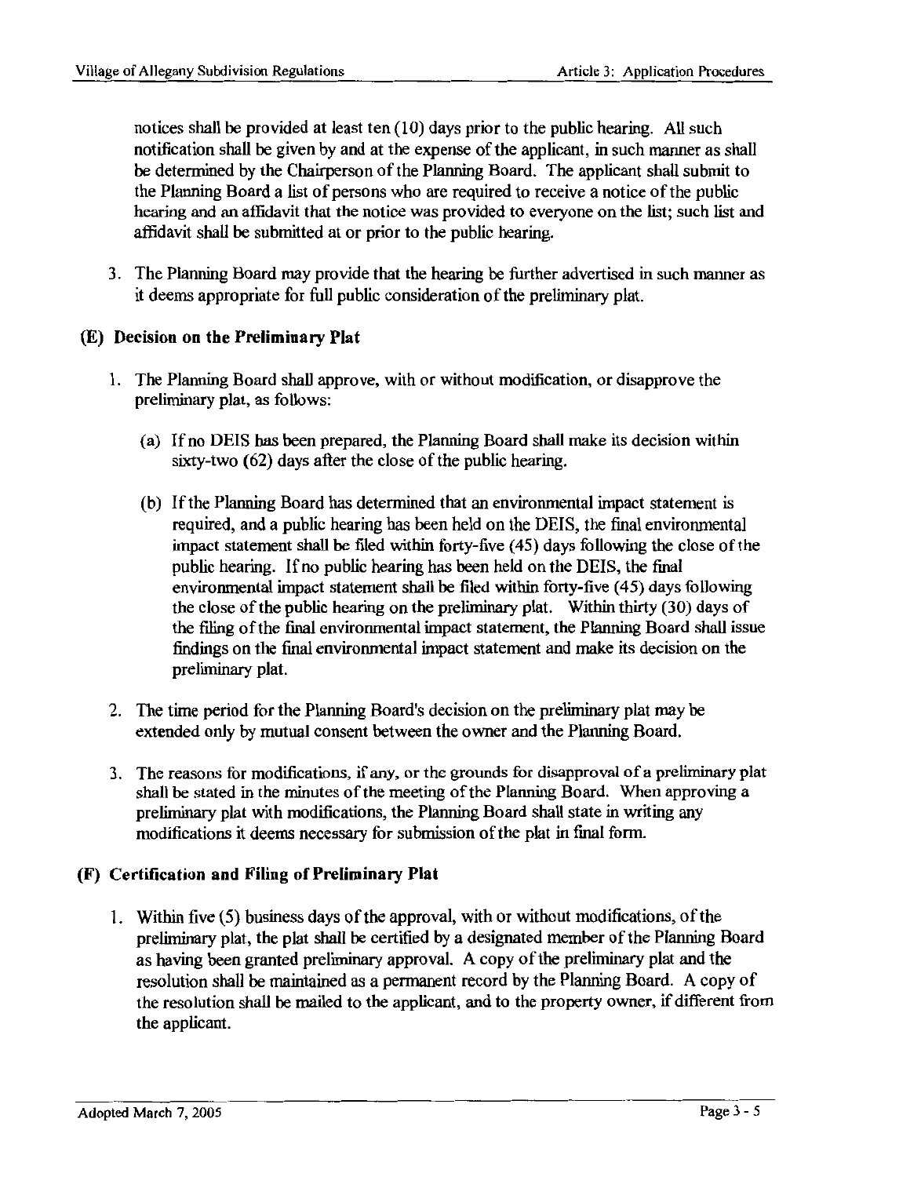notices shall be provided at least ten (10) days prior to the public hearing. All such notification shall be given by and at the expense of the applicant, in such manner as shall be determined by the Chairperson of the Planning Board. The applicant shall submit to the Planning Board a list of persons who are required to receive a notice of the public hearing and an affidavit that the notice was provided to everyone on the list; such list and affidavit shall be submitted at or prior to the public hearing.

3. The Planning Board may provide that the hearing be further advertised in such manner as it deems appropriate for full public consideration of the preliminary plat.

### (E) Decision on the Preliminary Plat

1. The Planning Board shall approve, with or without modification, or disapprove the preliminary plat, as follows:

   (a) If no DEIS has been prepared, the Planning Board shall make its decision within sixty-two (62) days after the close of the public hearing.

   (b) If the Planning Board has determined that an environmental impact statement is required, and a public hearing has been held on the DEIS, the final environmental impact statement shall be filed within forty-five (45) days following the close of the public hearing. If no public hearing has been held on the DEIS, the final environmental impact statement shall be filed within forty-five (45) days following the close of the public hearing on the preliminary plat. Within thirty (30) days of the filing of the final environmental impact statement, the Planning Board shall issue findings on the final environmental impact statement and make its decision on the preliminary plat.

2. The time period for the Planning Board's decision on the preliminary plat may be extended only by mutual consent between the owner and the Planning Board.

3. The reasons for modifications, if any, or the grounds for disapproval of a preliminary plat shall be stated in the minutes of the meeting of the Planning Board. When approving a preliminary plat with modifications, the Planning Board shall state in writing any modifications it deems necessary for submission of the plat in final form.

### (F) Certification and Filing of Preliminary Plat

1. Within five (5) business days of the approval, with or without modifications, of the preliminary plat, the plat shall be certified by a designated member of the Planning Board as having been granted preliminary approval. A copy of the preliminary plat and the resolution shall be maintained as a permanent record by the Planning Board. A copy of the resolution shall be mailed to the applicant, and to the property owner, if different from the applicant.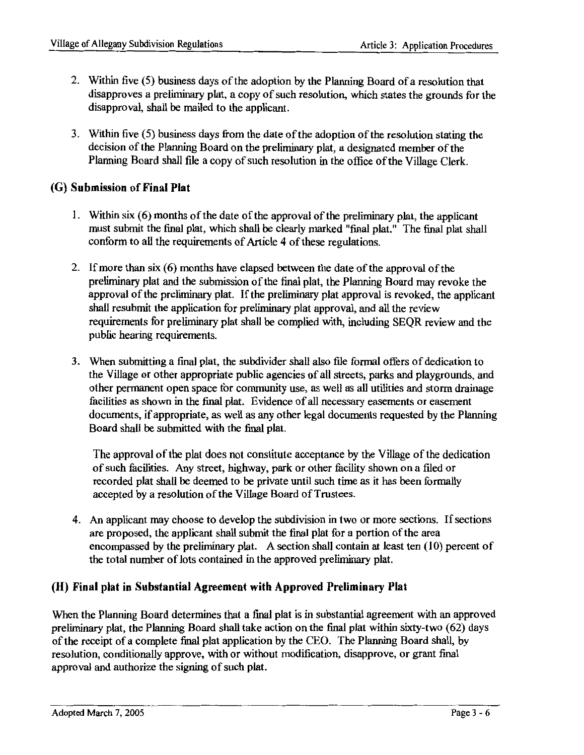2. Within five (5) business days of the adoption by the Planning Board of a resolution that disapproves a preliminary plat, a copy of such resolution, which states the grounds for the disapproval, shall be mailed to the applicant.

3. Within five (5) business days from the date of the adoption of the resolution stating the decision of the Planning Board on the preliminary plat, a designated member of the Planning Board shall file a copy of such resolution in the office of the Village Clerk.

### (G) Submission of Final Plat

1. Within six (6) months of the date of the approval of the preliminary plat, the applicant must submit the final plat, which shall be clearly marked "final plat." The final plat shall conform to all the requirements of Article 4 of these regulations.

2. If more than six (6) months have elapsed between the date of the approval of the preliminary plat and the submission of the final plat, the Planning Board may revoke the approval of the preliminary plat. If the preliminary plat approval is revoked, the applicant shall resubmit the application for preliminary plat approval, and all the review requirements for preliminary plat shall be complied with, including SEQR review and the public hearing requirements.

3. When submitting a final plat, the subdivider shall also file formal offers of dedication to the Village or other appropriate public agencies of all streets, parks and playgrounds, and other permanent open space for community use, as well as all utilities and storm drainage facilities as shown in the final plat. Evidence of all necessary easements or easement documents, if appropriate, as well as any other legal documents requested by the Planning Board shall be submitted with the final plat.

   The approval of the plat does not constitute acceptance by the Village of the dedication of such facilities. Any street, highway, park or other facility shown on a filed or recorded plat shall be deemed to be private until such time as it has been formally accepted by a resolution of the Village Board of Trustees.

4. An applicant may choose to develop the subdivision in two or more sections. If sections are proposed, the applicant shall submit the final plat for a portion of the area encompassed by the preliminary plat. A section shall contain at least ten (10) percent of the total number of lots contained in the approved preliminary plat.

### (H) Final plat in Substantial Agreement with Approved Preliminary Plat

When the Planning Board determines that a final plat is in substantial agreement with an approved preliminary plat, the Planning Board shall take action on the final plat within sixty-two (62) days of the receipt of a complete final plat application by the CEO. The Planning Board shall, by resolution, conditionally approve, with or without modification, disapprove, or grant final approval and authorize the signing of such plat.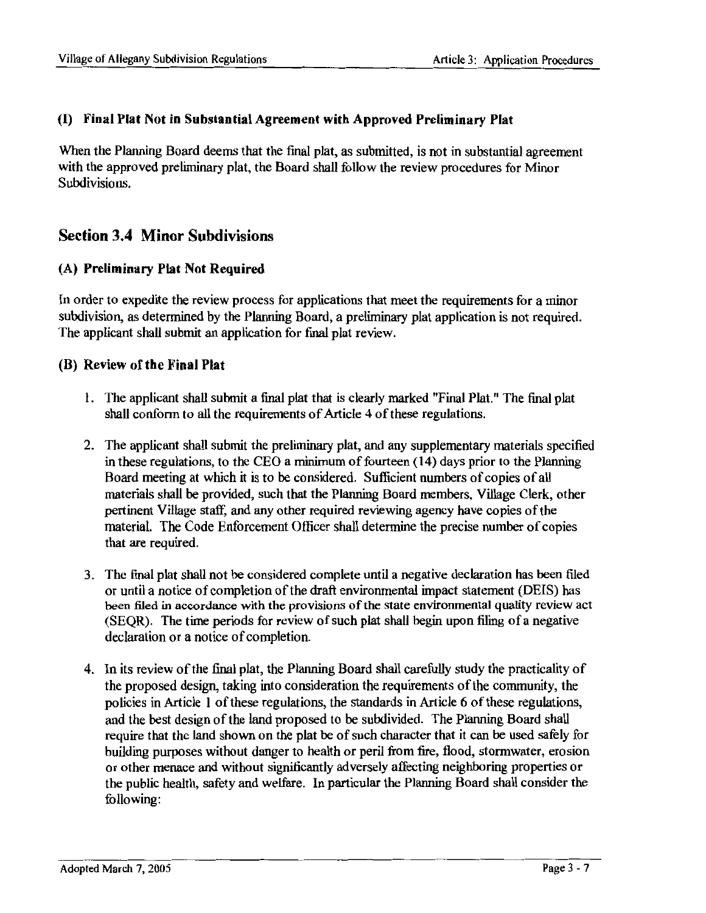### (I) Final Plat Not in Substantial Agreement with Approved Preliminary Plat

When the Planning Board deems that the final plat, as submitted, is not in substantial agreement with the approved preliminary plat, the Board shall follow the review procedures for Minor Subdivisions.

## Section 3.4 Minor Subdivisions

### (A) Preliminary Plat Not Required

In order to expedite the review process for applications that meet the requirements for a minor subdivision, as determined by the Planning Board, a preliminary plat application is not required. The applicant shall submit an application for final plat review.

### (B) Review of the Final Plat

1. The applicant shall submit a final plat that is clearly marked "Final Plat." The final plat shall conform to all the requirements of Article 4 of these regulations.

2. The applicant shall submit the preliminary plat, and any supplementary materials specified in these regulations, to the CEO a minimum of fourteen (14) days prior to the Planning Board meeting at which it is to be considered. Sufficient numbers of copies of all materials shall be provided, such that the Planning Board members, Village Clerk, other pertinent Village staff, and any other required reviewing agency have copies of the material. The Code Enforcement Officer shall determine the precise number of copies that are required.

3. The final plat shall not be considered complete until a negative declaration has been filed or until a notice of completion of the draft environmental impact statement (DEIS) has been filed in accordance with the provisions of the state environmental quality review act (SEQR). The time periods for review of such plat shall begin upon filing of a negative declaration or a notice of completion.

4. In its review of the final plat, the Planning Board shall carefully study the practicality of the proposed design, taking into consideration the requirements of the community, the policies in Article 1 of these regulations, the standards in Article 6 of these regulations, and the best design of the land proposed to be subdivided. The Planning Board shall require that the land shown on the plat be of such character that it can be used safely for building purposes without danger to health or peril from fire, flood, stormwater, erosion or other menace and without significantly adversely affecting neighboring properties or the public health, safety and welfare. In particular the Planning Board shall consider the following: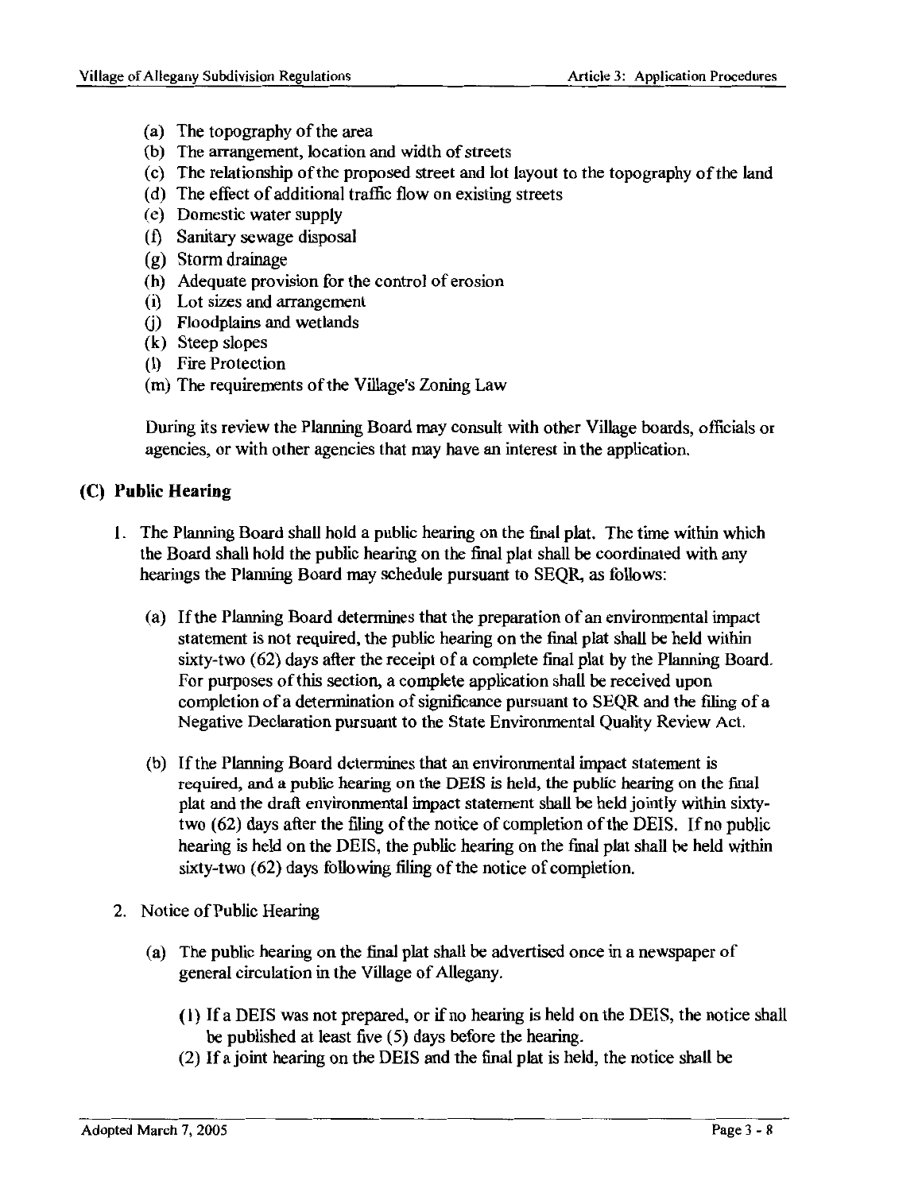- (a) The topography of the area
- (b) The arrangement, location and width of streets
- (c) The relationship of the proposed street and lot layout to the topography of the land
- (d) The effect of additional traffic flow on existing streets
- (e) Domestic water supply
- (f) Sanitary sewage disposal
- (g) Storm drainage
- (h) Adequate provision for the control of erosion
- (i) Lot sizes and arrangement
- (j) Floodplains and wetlands
- (k) Steep slopes
- (l) Fire Protection
- (m) The requirements of the Village's Zoning Law

During its review the Planning Board may consult with other Village boards, officials or agencies, or with other agencies that may have an interest in the application.

## (C) Public Hearing

1. The Planning Board shall hold a public hearing on the final plat. The time within which the Board shall hold the public hearing on the final plat shall be coordinated with any hearings the Planning Board may schedule pursuant to SEQR, as follows:

   (a) If the Planning Board determines that the preparation of an environmental impact statement is not required, the public hearing on the final plat shall be held within sixty-two (62) days after the receipt of a complete final plat by the Planning Board. For purposes of this section, a complete application shall be received upon completion of a determination of significance pursuant to SEQR and the filing of a Negative Declaration pursuant to the State Environmental Quality Review Act.

   (b) If the Planning Board determines that an environmental impact statement is required, and a public hearing on the DEIS is held, the public hearing on the final plat and the draft environmental impact statement shall be held jointly within sixty-two (62) days after the filing of the notice of completion of the DEIS. If no public hearing is held on the DEIS, the public hearing on the final plat shall be held within sixty-two (62) days following filing of the notice of completion.

2. Notice of Public Hearing

   (a) The public hearing on the final plat shall be advertised once in a newspaper of general circulation in the Village of Allegany.

      (1) If a DEIS was not prepared, or if no hearing is held on the DEIS, the notice shall be published at least five (5) days before the hearing.

      (2) If a joint hearing on the DEIS and the final plat is held, the notice shall be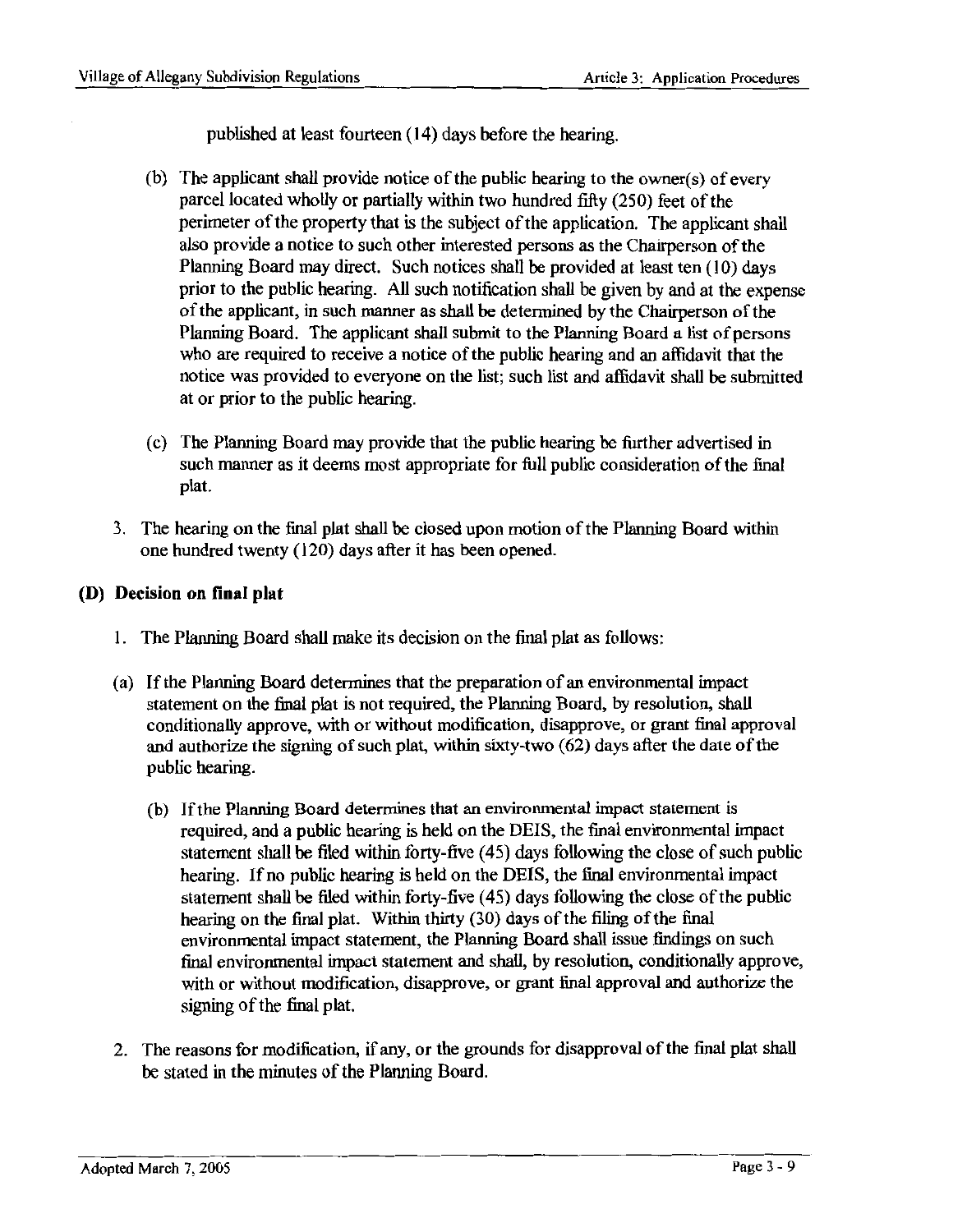published at least fourteen (14) days before the hearing.

(b) The applicant shall provide notice of the public hearing to the owner(s) of every parcel located wholly or partially within two hundred fifty (250) feet of the perimeter of the property that is the subject of the application. The applicant shall also provide a notice to such other interested persons as the Chairperson of the Planning Board may direct. Such notices shall be provided at least ten (10) days prior to the public hearing. All such notification shall be given by and at the expense of the applicant, in such manner as shall be determined by the Chairperson of the Planning Board. The applicant shall submit to the Planning Board a list of persons who are required to receive a notice of the public hearing and an affidavit that the notice was provided to everyone on the list; such list and affidavit shall be submitted at or prior to the public hearing.

(c) The Planning Board may provide that the public hearing be further advertised in such manner as it deems most appropriate for full public consideration of the final plat.

3. The hearing on the final plat shall be closed upon motion of the Planning Board within one hundred twenty (120) days after it has been opened.

### (D) Decision on final plat

1. The Planning Board shall make its decision on the final plat as follows:

(a) If the Planning Board determines that the preparation of an environmental impact statement on the final plat is not required, the Planning Board, by resolution, shall conditionally approve, with or without modification, disapprove, or grant final approval and authorize the signing of such plat, within sixty-two (62) days after the date of the public hearing.

(b) If the Planning Board determines that an environmental impact statement is required, and a public hearing is held on the DEIS, the final environmental impact statement shall be filed within forty-five (45) days following the close of such public hearing. If no public hearing is held on the DEIS, the final environmental impact statement shall be filed within forty-five (45) days following the close of the public hearing on the final plat. Within thirty (30) days of the filing of the final environmental impact statement, the Planning Board shall issue findings on such final environmental impact statement and shall, by resolution, conditionally approve, with or without modification, disapprove, or grant final approval and authorize the signing of the final plat.

2. The reasons for modification, if any, or the grounds for disapproval of the final plat shall be stated in the minutes of the Planning Board.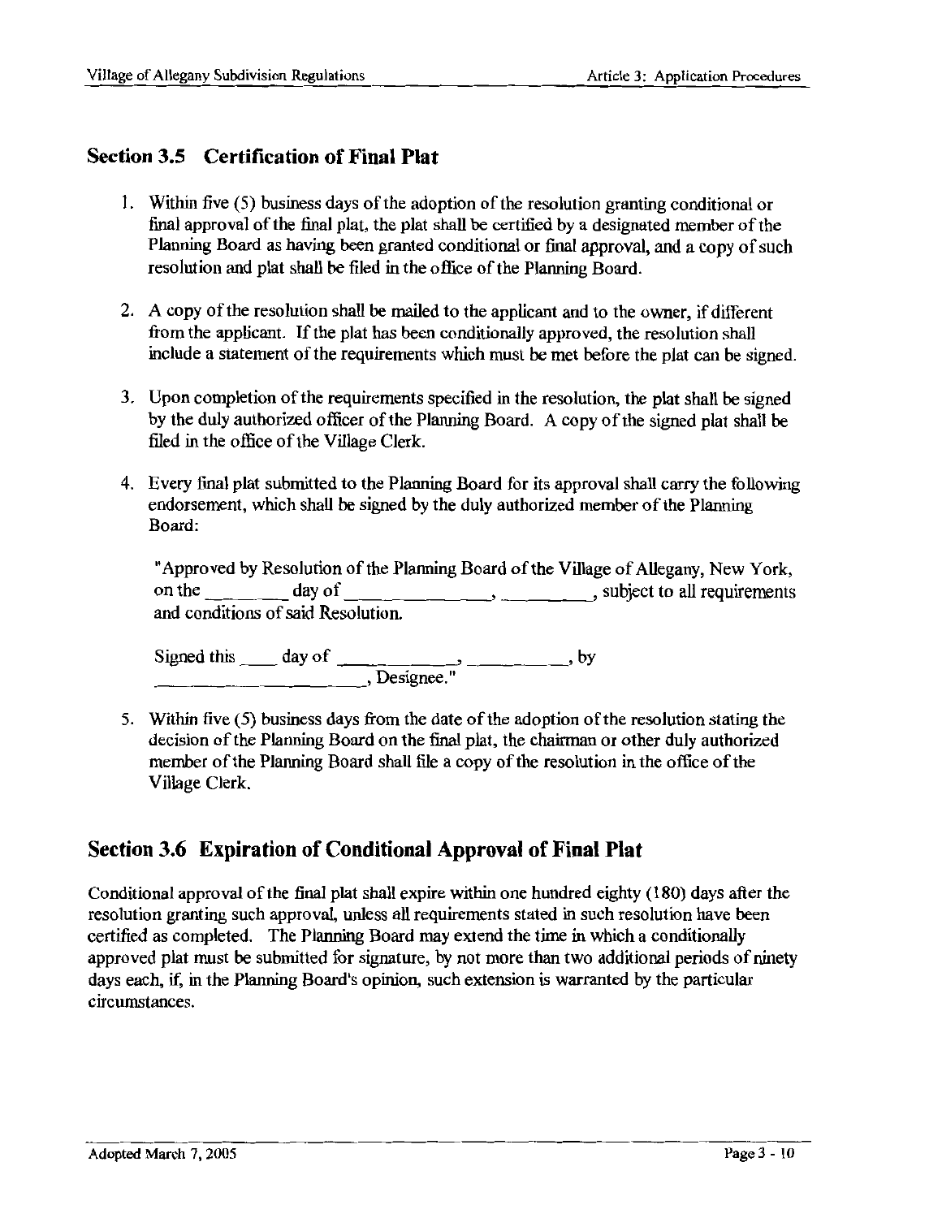## Section 3.5 Certification of Final Plat

1. Within five (5) business days of the adoption of the resolution granting conditional or final approval of the final plat, the plat shall be certified by a designated member of the Planning Board as having been granted conditional or final approval, and a copy of such resolution and plat shall be filed in the office of the Planning Board.

2. A copy of the resolution shall be mailed to the applicant and to the owner, if different from the applicant. If the plat has been conditionally approved, the resolution shall include a statement of the requirements which must be met before the plat can be signed.

3. Upon completion of the requirements specified in the resolution, the plat shall be signed by the duly authorized officer of the Planning Board. A copy of the signed plat shall be filed in the office of the Village Clerk.

4. Every final plat submitted to the Planning Board for its approval shall carry the following endorsement, which shall be signed by the duly authorized member of the Planning Board:

   "Approved by Resolution of the Planning Board of the Village of Allegany, New York, on the ________ day of ______________, _________, subject to all requirements and conditions of said Resolution.

   Signed this ____ day of ___________, _________, by ____________________, Designee."

5. Within five (5) business days from the date of the adoption of the resolution stating the decision of the Planning Board on the final plat, the chairman or other duly authorized member of the Planning Board shall file a copy of the resolution in the office of the Village Clerk.

## Section 3.6 Expiration of Conditional Approval of Final Plat

Conditional approval of the final plat shall expire within one hundred eighty (180) days after the resolution granting such approval, unless all requirements stated in such resolution have been certified as completed. The Planning Board may extend the time in which a conditionally approved plat must be submitted for signature, by not more than two additional periods of ninety days each, if, in the Planning Board's opinion, such extension is warranted by the particular circumstances.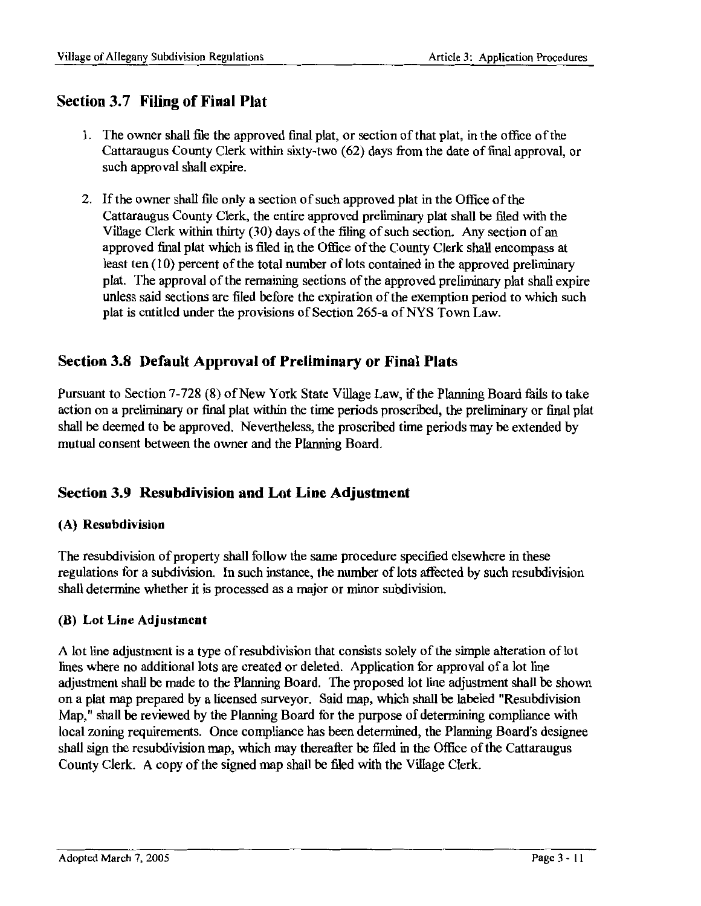## Section 3.7 Filing of Final Plat

1. The owner shall file the approved final plat, or section of that plat, in the office of the Cattaraugus County Clerk within sixty-two (62) days from the date of final approval, or such approval shall expire.

2. If the owner shall file only a section of such approved plat in the Office of the Cattaraugus County Clerk, the entire approved preliminary plat shall be filed with the Village Clerk within thirty (30) days of the filing of such section. Any section of an approved final plat which is filed in the Office of the County Clerk shall encompass at least ten (10) percent of the total number of lots contained in the approved preliminary plat. The approval of the remaining sections of the approved preliminary plat shall expire unless said sections are filed before the expiration of the exemption period to which such plat is entitled under the provisions of Section 265-a of NYS Town Law.

## Section 3.8 Default Approval of Preliminary or Final Plats

Pursuant to Section 7-728 (8) of New York State Village Law, if the Planning Board fails to take action on a preliminary or final plat within the time periods proscribed, the preliminary or final plat shall be deemed to be approved. Nevertheless, the proscribed time periods may be extended by mutual consent between the owner and the Planning Board.

## Section 3.9 Resubdivision and Lot Line Adjustment

### (A) Resubdivision

The resubdivision of property shall follow the same procedure specified elsewhere in these regulations for a subdivision. In such instance, the number of lots affected by such resubdivision shall determine whether it is processed as a major or minor subdivision.

### (B) Lot Line Adjustment

A lot line adjustment is a type of resubdivision that consists solely of the simple alteration of lot lines where no additional lots are created or deleted. Application for approval of a lot line adjustment shall be made to the Planning Board. The proposed lot line adjustment shall be shown on a plat map prepared by a licensed surveyor. Said map, which shall be labeled "Resubdivision Map," shall be reviewed by the Planning Board for the purpose of determining compliance with local zoning requirements. Once compliance has been determined, the Planning Board's designee shall sign the resubdivision map, which may thereafter be filed in the Office of the Cattaraugus County Clerk. A copy of the signed map shall be filed with the Village Clerk.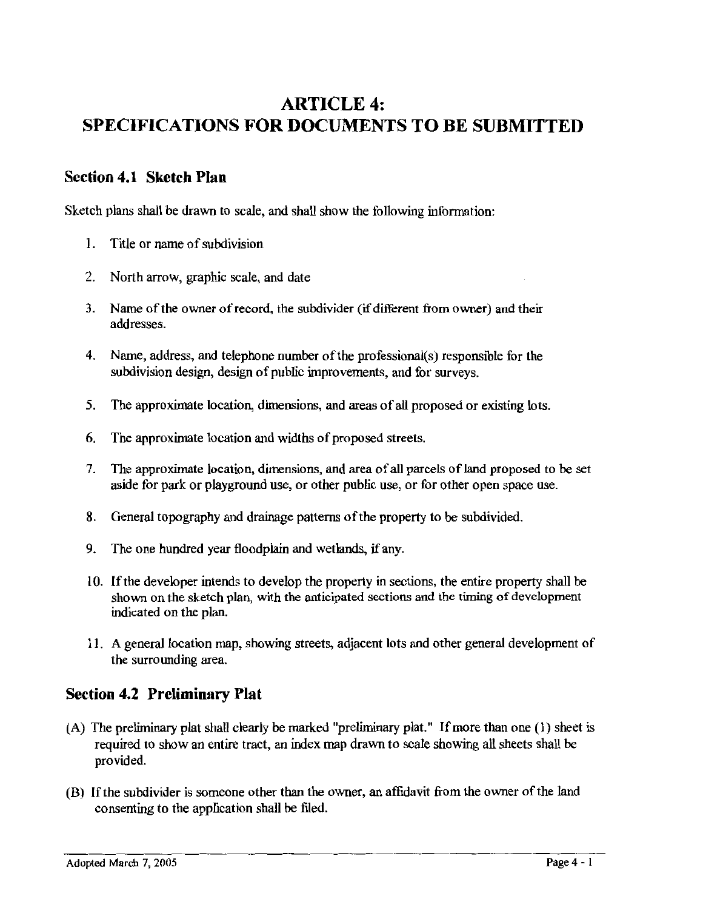# ARTICLE 4: SPECIFICATIONS FOR DOCUMENTS TO BE SUBMITTED

## Section 4.1 Sketch Plan

Sketch plans shall be drawn to scale, and shall show the following information:

1. Title or name of subdivision
2. North arrow, graphic scale, and date
3. Name of the owner of record, the subdivider (if different from owner) and their addresses.
4. Name, address, and telephone number of the professional(s) responsible for the subdivision design, design of public improvements, and for surveys.
5. The approximate location, dimensions, and areas of all proposed or existing lots.
6. The approximate location and widths of proposed streets.
7. The approximate location, dimensions, and area of all parcels of land proposed to be set aside for park or playground use, or other public use, or for other open space use.
8. General topography and drainage patterns of the property to be subdivided.
9. The one hundred year floodplain and wetlands, if any.
10. If the developer intends to develop the property in sections, the entire property shall be shown on the sketch plan, with the anticipated sections and the timing of development indicated on the plan.
11. A general location map, showing streets, adjacent lots and other general development of the surrounding area.

## Section 4.2 Preliminary Plat

(A) The preliminary plat shall clearly be marked "preliminary plat." If more than one (1) sheet is required to show an entire tract, an index map drawn to scale showing all sheets shall be provided.

(B) If the subdivider is someone other than the owner, an affidavit from the owner of the land consenting to the application shall be filed.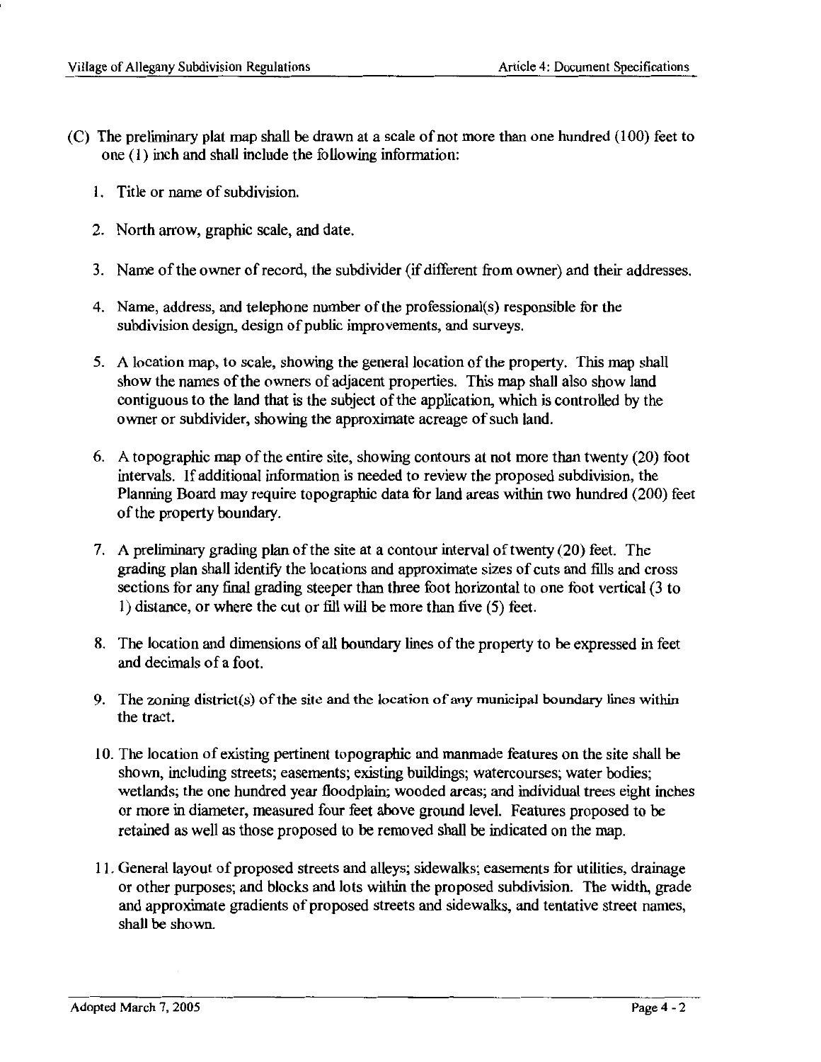(C) The preliminary plat map shall be drawn at a scale of not more than one hundred (100) feet to one (1) inch and shall include the following information:

1. Title or name of subdivision.

2. North arrow, graphic scale, and date.

3. Name of the owner of record, the subdivider (if different from owner) and their addresses.

4. Name, address, and telephone number of the professional(s) responsible for the subdivision design, design of public improvements, and surveys.

5. A location map, to scale, showing the general location of the property. This map shall show the names of the owners of adjacent properties. This map shall also show land contiguous to the land that is the subject of the application, which is controlled by the owner or subdivider, showing the approximate acreage of such land.

6. A topographic map of the entire site, showing contours at not more than twenty (20) foot intervals. If additional information is needed to review the proposed subdivision, the Planning Board may require topographic data for land areas within two hundred (200) feet of the property boundary.

7. A preliminary grading plan of the site at a contour interval of twenty (20) feet. The grading plan shall identify the locations and approximate sizes of cuts and fills and cross sections for any final grading steeper than three foot horizontal to one foot vertical (3 to 1) distance, or where the cut or fill will be more than five (5) feet.

8. The location and dimensions of all boundary lines of the property to be expressed in feet and decimals of a foot.

9. The zoning district(s) of the site and the location of any municipal boundary lines within the tract.

10. The location of existing pertinent topographic and manmade features on the site shall be shown, including streets; easements; existing buildings; watercourses; water bodies; wetlands; the one hundred year floodplain; wooded areas; and individual trees eight inches or more in diameter, measured four feet above ground level. Features proposed to be retained as well as those proposed to be removed shall be indicated on the map.

11. General layout of proposed streets and alleys; sidewalks; easements for utilities, drainage or other purposes; and blocks and lots within the proposed subdivision. The width, grade and approximate gradients of proposed streets and sidewalks, and tentative street names, shall be shown.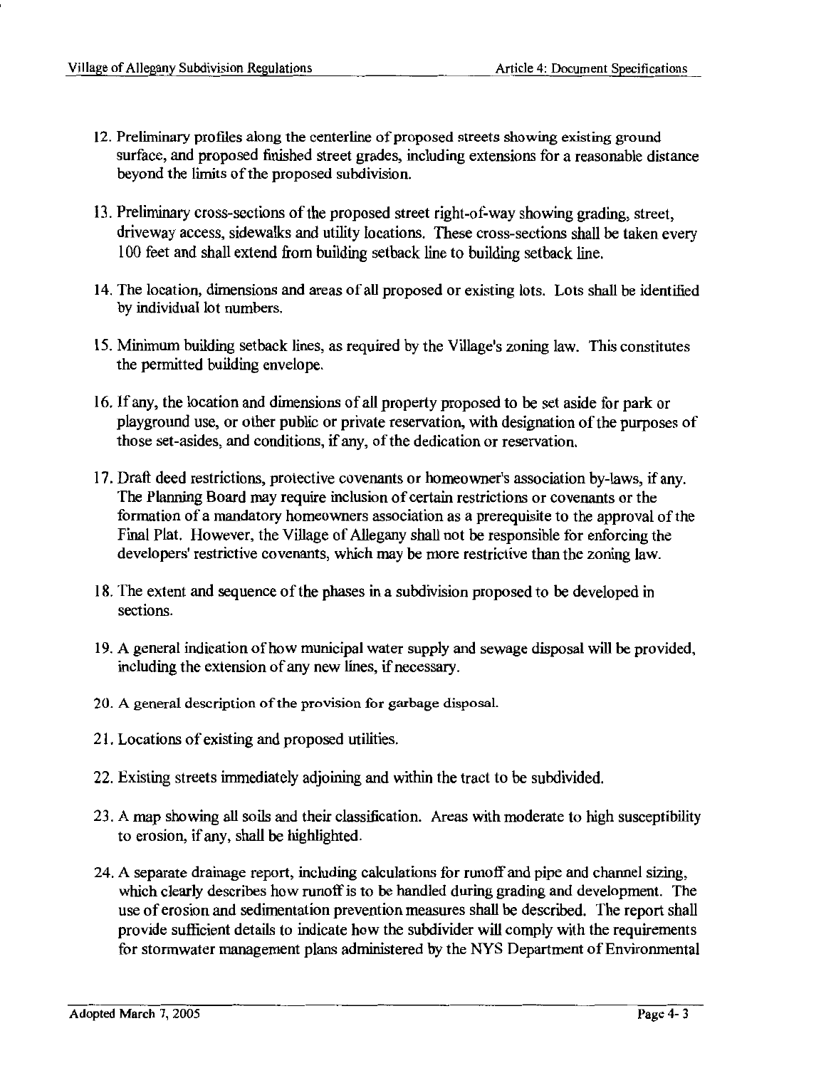12. Preliminary profiles along the centerline of proposed streets showing existing ground surface, and proposed finished street grades, including extensions for a reasonable distance beyond the limits of the proposed subdivision.

13. Preliminary cross-sections of the proposed street right-of-way showing grading, street, driveway access, sidewalks and utility locations. These cross-sections shall be taken every 100 feet and shall extend from building setback line to building setback line.

14. The location, dimensions and areas of all proposed or existing lots. Lots shall be identified by individual lot numbers.

15. Minimum building setback lines, as required by the Village's zoning law. This constitutes the permitted building envelope.

16. If any, the location and dimensions of all property proposed to be set aside for park or playground use, or other public or private reservation, with designation of the purposes of those set-asides, and conditions, if any, of the dedication or reservation.

17. Draft deed restrictions, protective covenants or homeowner's association by-laws, if any. The Planning Board may require inclusion of certain restrictions or covenants or the formation of a mandatory homeowners association as a prerequisite to the approval of the Final Plat. However, the Village of Allegany shall not be responsible for enforcing the developers' restrictive covenants, which may be more restrictive than the zoning law.

18. The extent and sequence of the phases in a subdivision proposed to be developed in sections.

19. A general indication of how municipal water supply and sewage disposal will be provided, including the extension of any new lines, if necessary.

20. A general description of the provision for garbage disposal.

21. Locations of existing and proposed utilities.

22. Existing streets immediately adjoining and within the tract to be subdivided.

23. A map showing all soils and their classification. Areas with moderate to high susceptibility to erosion, if any, shall be highlighted.

24. A separate drainage report, including calculations for runoff and pipe and channel sizing, which clearly describes how runoff is to be handled during grading and development. The use of erosion and sedimentation prevention measures shall be described. The report shall provide sufficient details to indicate how the subdivider will comply with the requirements for stormwater management plans administered by the NYS Department of Environmental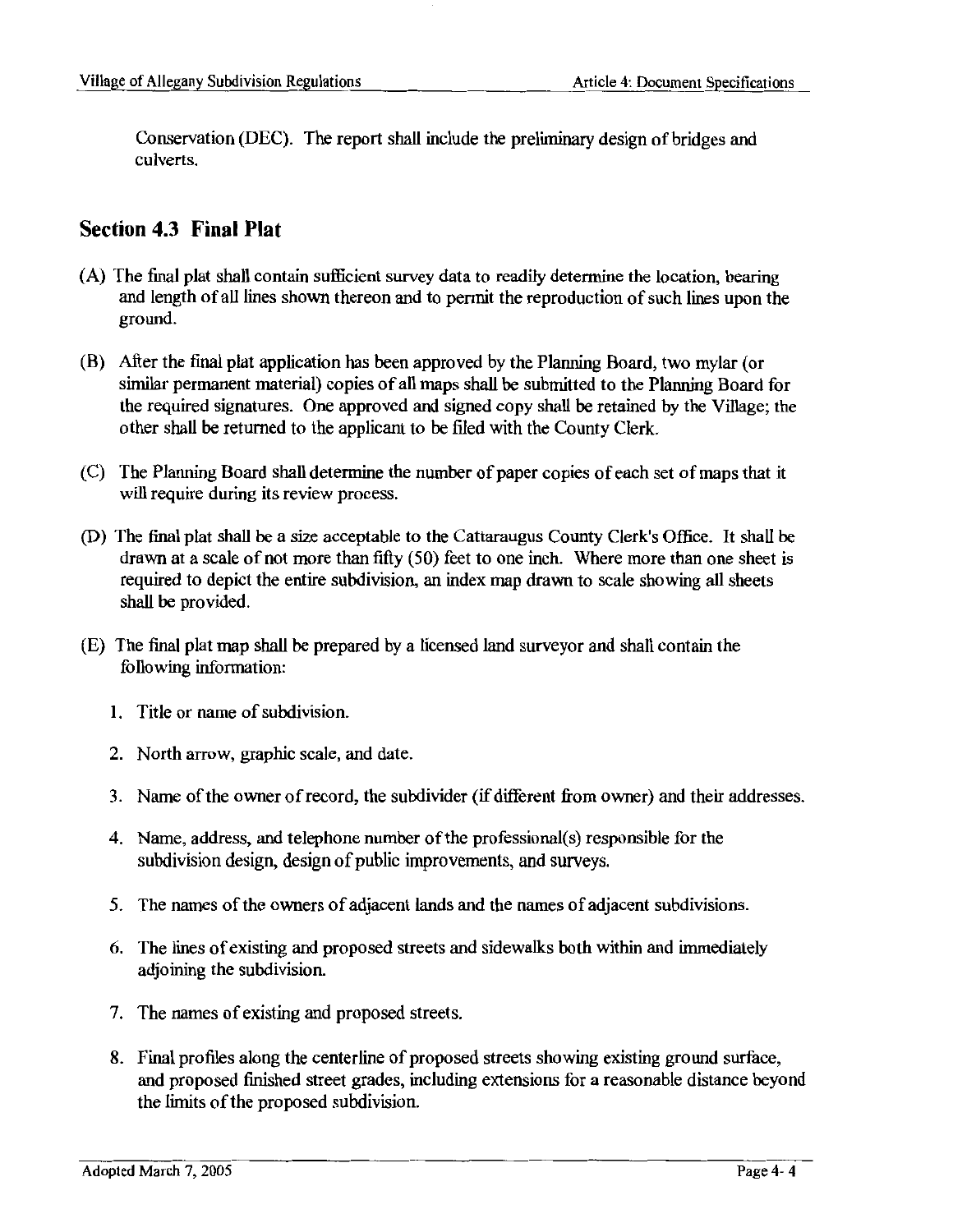Conservation (DEC). The report shall include the preliminary design of bridges and culverts.

## Section 4.3 Final Plat

(A) The final plat shall contain sufficient survey data to readily determine the location, bearing and length of all lines shown thereon and to permit the reproduction of such lines upon the ground.

(B) After the final plat application has been approved by the Planning Board, two mylar (or similar permanent material) copies of all maps shall be submitted to the Planning Board for the required signatures. One approved and signed copy shall be retained by the Village; the other shall be returned to the applicant to be filed with the County Clerk.

(C) The Planning Board shall determine the number of paper copies of each set of maps that it will require during its review process.

(D) The final plat shall be a size acceptable to the Cattaraugus County Clerk's Office. It shall be drawn at a scale of not more than fifty (50) feet to one inch. Where more than one sheet is required to depict the entire subdivision, an index map drawn to scale showing all sheets shall be provided.

(E) The final plat map shall be prepared by a licensed land surveyor and shall contain the following information:

1. Title or name of subdivision.
2. North arrow, graphic scale, and date.
3. Name of the owner of record, the subdivider (if different from owner) and their addresses.
4. Name, address, and telephone number of the professional(s) responsible for the subdivision design, design of public improvements, and surveys.
5. The names of the owners of adjacent lands and the names of adjacent subdivisions.
6. The lines of existing and proposed streets and sidewalks both within and immediately adjoining the subdivision.
7. The names of existing and proposed streets.
8. Final profiles along the centerline of proposed streets showing existing ground surface, and proposed finished street grades, including extensions for a reasonable distance beyond the limits of the proposed subdivision.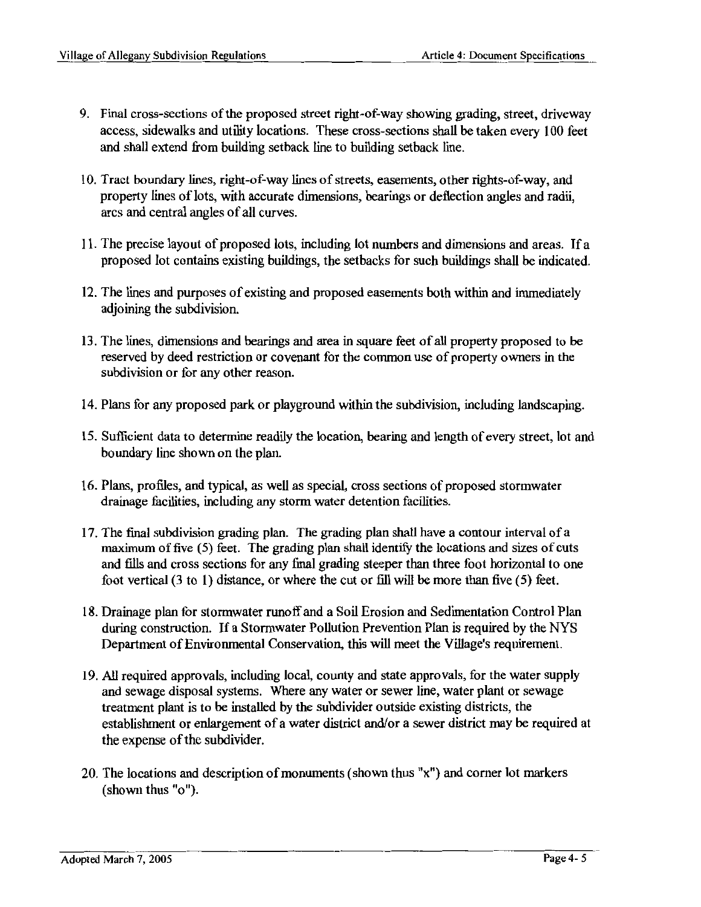9. Final cross-sections of the proposed street right-of-way showing grading, street, driveway access, sidewalks and utility locations. These cross-sections shall be taken every 100 feet and shall extend from building setback line to building setback line.

10. Tract boundary lines, right-of-way lines of streets, easements, other rights-of-way, and property lines of lots, with accurate dimensions, bearings or deflection angles and radii, arcs and central angles of all curves.

11. The precise layout of proposed lots, including lot numbers and dimensions and areas. If a proposed lot contains existing buildings, the setbacks for such buildings shall be indicated.

12. The lines and purposes of existing and proposed easements both within and immediately adjoining the subdivision.

13. The lines, dimensions and bearings and area in square feet of all property proposed to be reserved by deed restriction or covenant for the common use of property owners in the subdivision or for any other reason.

14. Plans for any proposed park or playground within the subdivision, including landscaping.

15. Sufficient data to determine readily the location, bearing and length of every street, lot and boundary line shown on the plan.

16. Plans, profiles, and typical, as well as special, cross sections of proposed stormwater drainage facilities, including any storm water detention facilities.

17. The final subdivision grading plan. The grading plan shall have a contour interval of a maximum of five (5) feet. The grading plan shall identify the locations and sizes of cuts and fills and cross sections for any final grading steeper than three foot horizontal to one foot vertical (3 to 1) distance, or where the cut or fill will be more than five (5) feet.

18. Drainage plan for stormwater runoff and a Soil Erosion and Sedimentation Control Plan during construction. If a Stormwater Pollution Prevention Plan is required by the NYS Department of Environmental Conservation, this will meet the Village's requirement.

19. All required approvals, including local, county and state approvals, for the water supply and sewage disposal systems. Where any water or sewer line, water plant or sewage treatment plant is to be installed by the subdivider outside existing districts, the establishment or enlargement of a water district and/or a sewer district may be required at the expense of the subdivider.

20. The locations and description of monuments (shown thus "x") and corner lot markers (shown thus "o").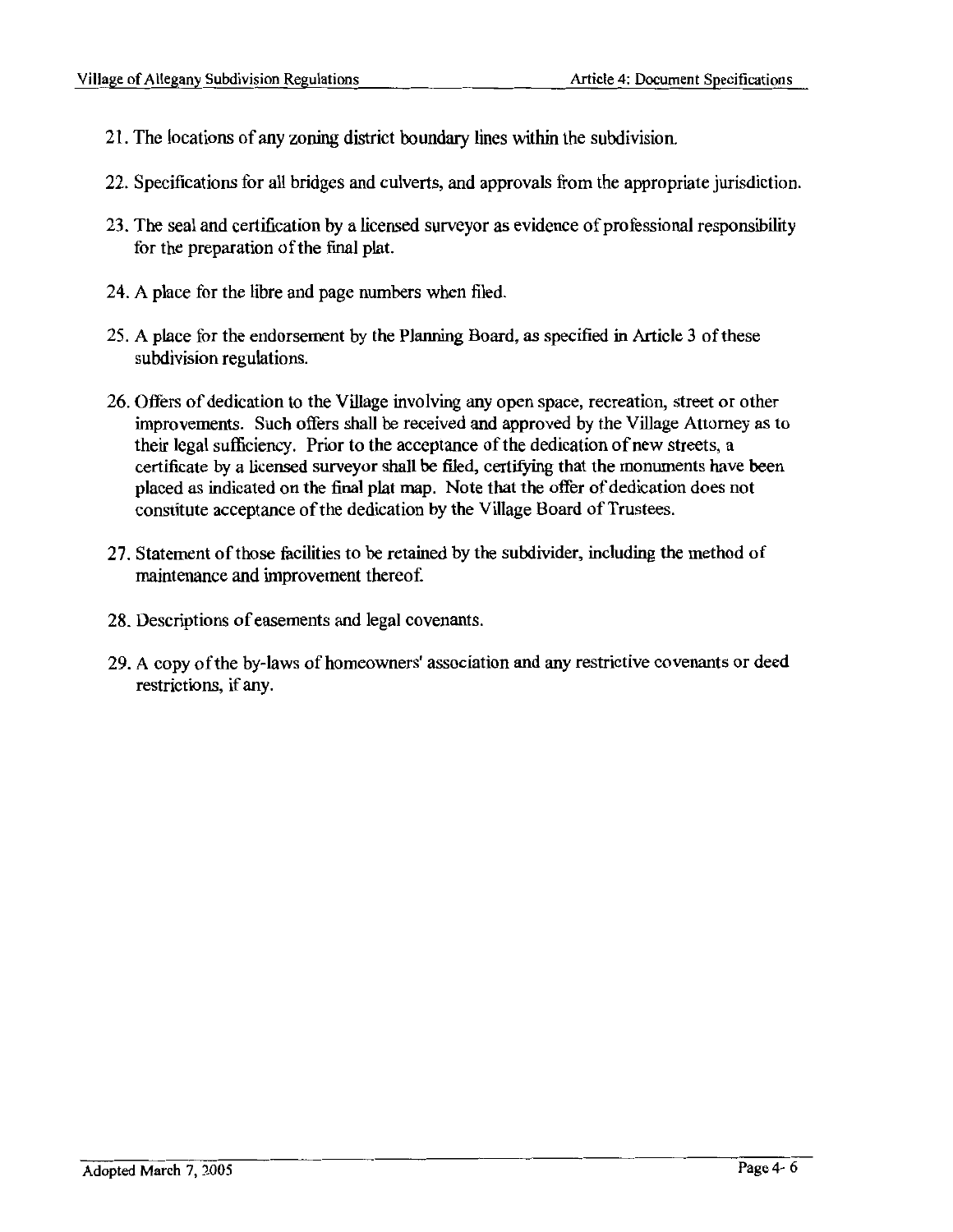21. The locations of any zoning district boundary lines within the subdivision.

22. Specifications for all bridges and culverts, and approvals from the appropriate jurisdiction.

23. The seal and certification by a licensed surveyor as evidence of professional responsibility for the preparation of the final plat.

24. A place for the libre and page numbers when filed.

25. A place for the endorsement by the Planning Board, as specified in Article 3 of these subdivision regulations.

26. Offers of dedication to the Village involving any open space, recreation, street or other improvements. Such offers shall be received and approved by the Village Attorney as to their legal sufficiency. Prior to the acceptance of the dedication of new streets, a certificate by a licensed surveyor shall be filed, certifying that the monuments have been placed as indicated on the final plat map. Note that the offer of dedication does not constitute acceptance of the dedication by the Village Board of Trustees.

27. Statement of those facilities to be retained by the subdivider, including the method of maintenance and improvement thereof.

28. Descriptions of easements and legal covenants.

29. A copy of the by-laws of homeowners' association and any restrictive covenants or deed restrictions, if any.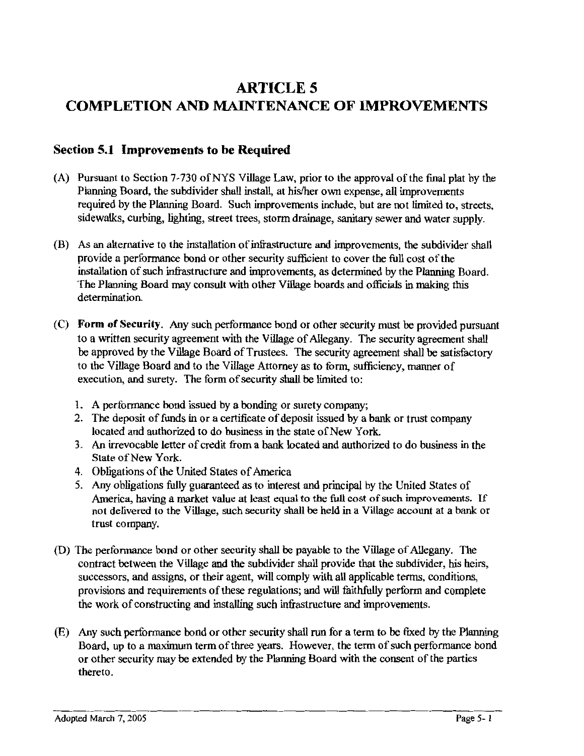# ARTICLE 5
# COMPLETION AND MAINTENANCE OF IMPROVEMENTS

## Section 5.1 Improvements to be Required

(A) Pursuant to Section 7-730 of NYS Village Law, prior to the approval of the final plat by the Planning Board, the subdivider shall install, at his/her own expense, all improvements required by the Planning Board. Such improvements include, but are not limited to, streets, sidewalks, curbing, lighting, street trees, storm drainage, sanitary sewer and water supply.

(B) As an alternative to the installation of infrastructure and improvements, the subdivider shall provide a performance bond or other security sufficient to cover the full cost of the installation of such infrastructure and improvements, as determined by the Planning Board. The Planning Board may consult with other Village boards and officials in making this determination.

(C) **Form of Security**. Any such performance bond or other security must be provided pursuant to a written security agreement with the Village of Allegany. The security agreement shall be approved by the Village Board of Trustees. The security agreement shall be satisfactory to the Village Board and to the Village Attorney as to form, sufficiency, manner of execution, and surety. The form of security shall be limited to:

1. A performance bond issued by a bonding or surety company;
2. The deposit of funds in or a certificate of deposit issued by a bank or trust company located and authorized to do business in the state of New York.
3. An irrevocable letter of credit from a bank located and authorized to do business in the State of New York.
4. Obligations of the United States of America
5. Any obligations fully guaranteed as to interest and principal by the United States of America, having a market value at least equal to the full cost of such improvements. If not delivered to the Village, such security shall be held in a Village account at a bank or trust company.

(D) The performance bond or other security shall be payable to the Village of Allegany. The contract between the Village and the subdivider shall provide that the subdivider, his heirs, successors, and assigns, or their agent, will comply with all applicable terms, conditions, provisions and requirements of these regulations; and will faithfully perform and complete the work of constructing and installing such infrastructure and improvements.

(E) Any such performance bond or other security shall run for a term to be fixed by the Planning Board, up to a maximum term of three years. However, the term of such performance bond or other security may be extended by the Planning Board with the consent of the parties thereto.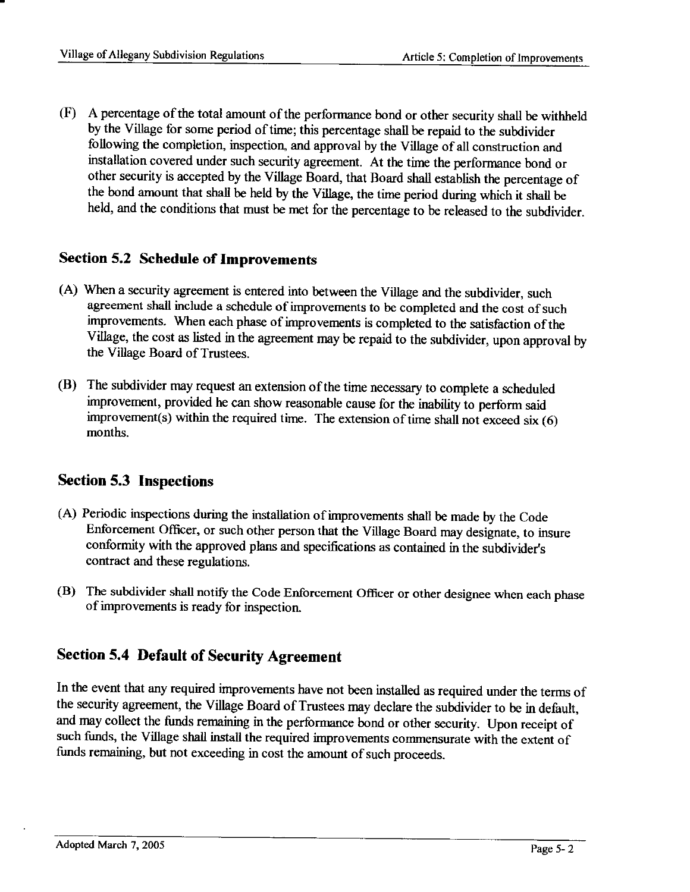(F) A percentage of the total amount of the performance bond or other security shall be withheld by the Village for some period of time; this percentage shall be repaid to the subdivider following the completion, inspection, and approval by the Village of all construction and installation covered under such security agreement. At the time the performance bond or other security is accepted by the Village Board, that Board shall establish the percentage of the bond amount that shall be held by the Village, the time period during which it shall be held, and the conditions that must be met for the percentage to be released to the subdivider.

## Section 5.2 Schedule of Improvements

(A) When a security agreement is entered into between the Village and the subdivider, such agreement shall include a schedule of improvements to be completed and the cost of such improvements. When each phase of improvements is completed to the satisfaction of the Village, the cost as listed in the agreement may be repaid to the subdivider, upon approval by the Village Board of Trustees.

(B) The subdivider may request an extension of the time necessary to complete a scheduled improvement, provided he can show reasonable cause for the inability to perform said improvement(s) within the required time. The extension of time shall not exceed six (6) months.

## Section 5.3 Inspections

(A) Periodic inspections during the installation of improvements shall be made by the Code Enforcement Officer, or such other person that the Village Board may designate, to insure conformity with the approved plans and specifications as contained in the subdivider's contract and these regulations.

(B) The subdivider shall notify the Code Enforcement Officer or other designee when each phase of improvements is ready for inspection.

## Section 5.4 Default of Security Agreement

In the event that any required improvements have not been installed as required under the terms of the security agreement, the Village Board of Trustees may declare the subdivider to be in default, and may collect the funds remaining in the performance bond or other security. Upon receipt of such funds, the Village shall install the required improvements commensurate with the extent of funds remaining, but not exceeding in cost the amount of such proceeds.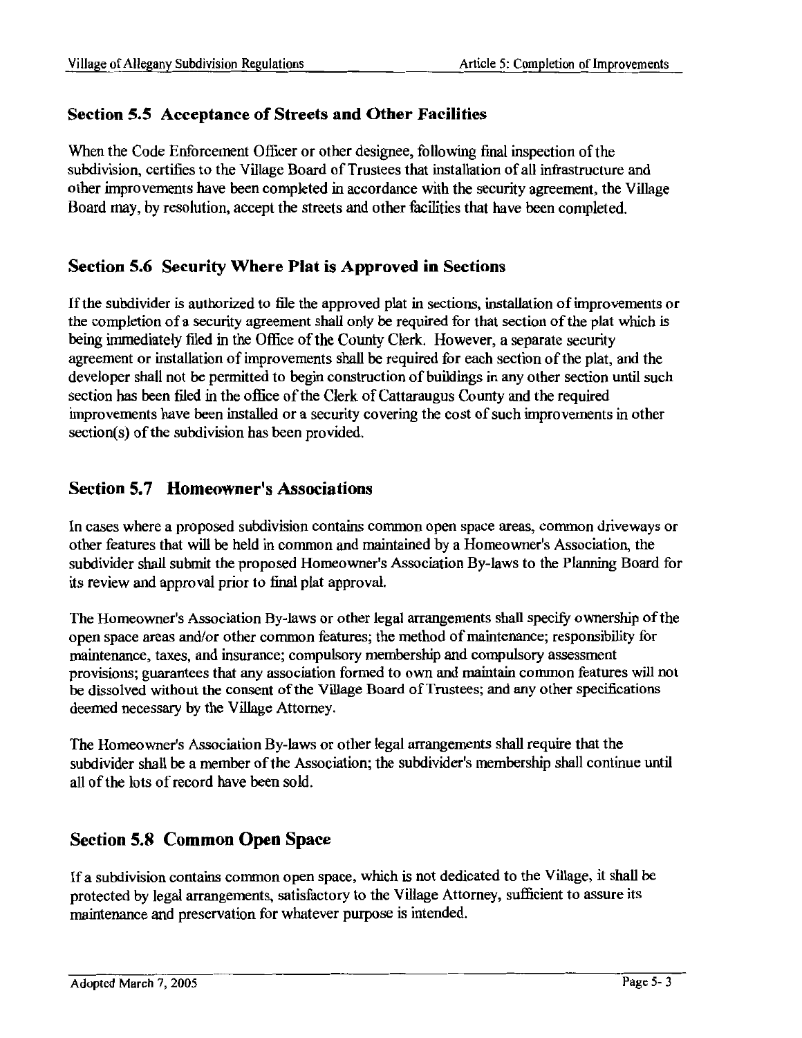## Section 5.5 Acceptance of Streets and Other Facilities

When the Code Enforcement Officer or other designee, following final inspection of the subdivision, certifies to the Village Board of Trustees that installation of all infrastructure and other improvements have been completed in accordance with the security agreement, the Village Board may, by resolution, accept the streets and other facilities that have been completed.

## Section 5.6 Security Where Plat is Approved in Sections

If the subdivider is authorized to file the approved plat in sections, installation of improvements or the completion of a security agreement shall only be required for that section of the plat which is being immediately filed in the Office of the County Clerk. However, a separate security agreement or installation of improvements shall be required for each section of the plat, and the developer shall not be permitted to begin construction of buildings in any other section until such section has been filed in the office of the Clerk of Cattaraugus County and the required improvements have been installed or a security covering the cost of such improvements in other section(s) of the subdivision has been provided.

## Section 5.7 Homeowner's Associations

In cases where a proposed subdivision contains common open space areas, common driveways or other features that will be held in common and maintained by a Homeowner's Association, the subdivider shall submit the proposed Homeowner's Association By-laws to the Planning Board for its review and approval prior to final plat approval.

The Homeowner's Association By-laws or other legal arrangements shall specify ownership of the open space areas and/or other common features; the method of maintenance; responsibility for maintenance, taxes, and insurance; compulsory membership and compulsory assessment provisions; guarantees that any association formed to own and maintain common features will not be dissolved without the consent of the Village Board of Trustees; and any other specifications deemed necessary by the Village Attorney.

The Homeowner's Association By-laws or other legal arrangements shall require that the subdivider shall be a member of the Association; the subdivider's membership shall continue until all of the lots of record have been sold.

## Section 5.8 Common Open Space

If a subdivision contains common open space, which is not dedicated to the Village, it shall be protected by legal arrangements, satisfactory to the Village Attorney, sufficient to assure its maintenance and preservation for whatever purpose is intended.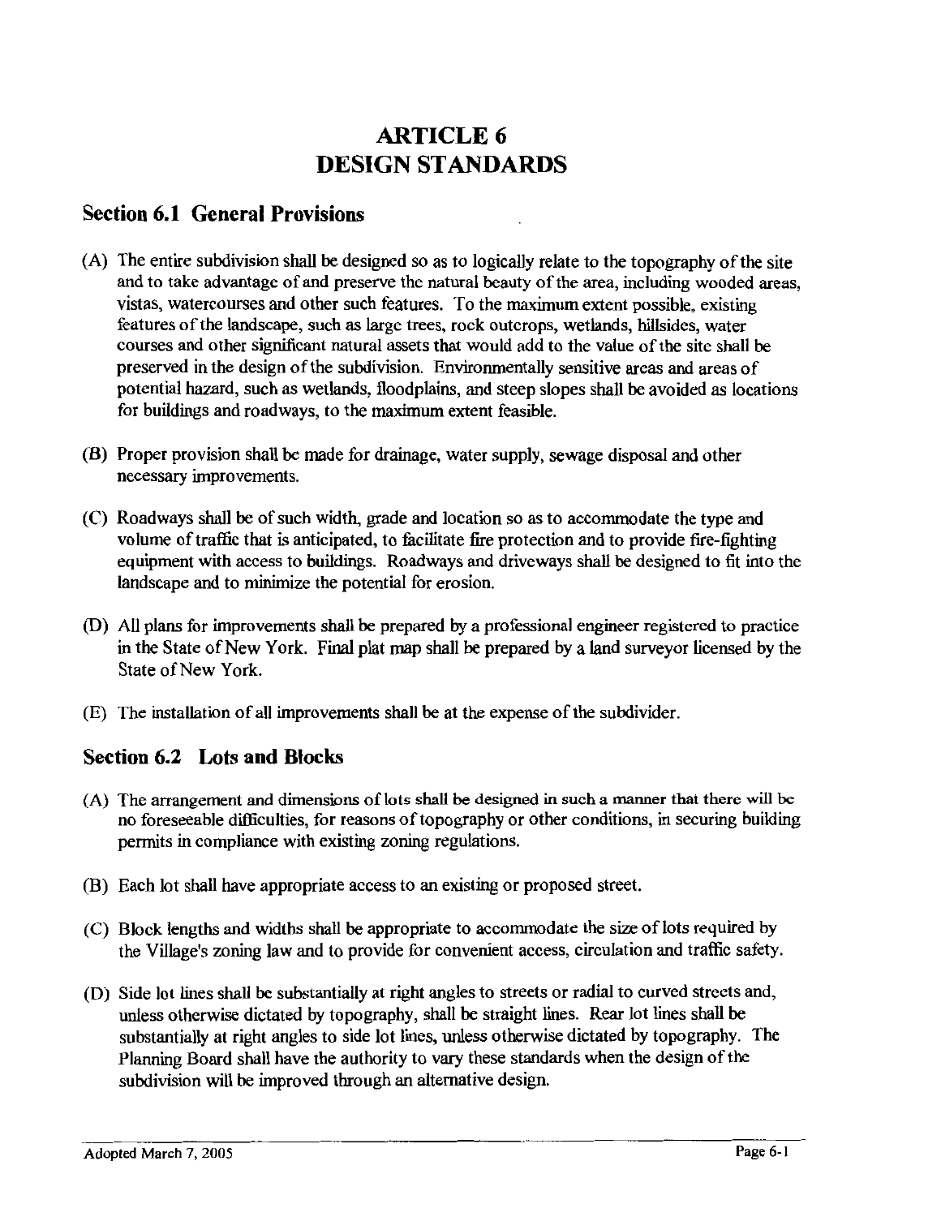# ARTICLE 6
# DESIGN STANDARDS

## Section 6.1 General Provisions

(A) The entire subdivision shall be designed so as to logically relate to the topography of the site and to take advantage of and preserve the natural beauty of the area, including wooded areas, vistas, watercourses and other such features. To the maximum extent possible, existing features of the landscape, such as large trees, rock outcrops, wetlands, hillsides, water courses and other significant natural assets that would add to the value of the site shall be preserved in the design of the subdivision. Environmentally sensitive areas and areas of potential hazard, such as wetlands, floodplains, and steep slopes shall be avoided as locations for buildings and roadways, to the maximum extent feasible.

(B) Proper provision shall be made for drainage, water supply, sewage disposal and other necessary improvements.

(C) Roadways shall be of such width, grade and location so as to accommodate the type and volume of traffic that is anticipated, to facilitate fire protection and to provide fire-fighting equipment with access to buildings. Roadways and driveways shall be designed to fit into the landscape and to minimize the potential for erosion.

(D) All plans for improvements shall be prepared by a professional engineer registered to practice in the State of New York. Final plat map shall be prepared by a land surveyor licensed by the State of New York.

(E) The installation of all improvements shall be at the expense of the subdivider.

## Section 6.2 Lots and Blocks

(A) The arrangement and dimensions of lots shall be designed in such a manner that there will be no foreseeable difficulties, for reasons of topography or other conditions, in securing building permits in compliance with existing zoning regulations.

(B) Each lot shall have appropriate access to an existing or proposed street.

(C) Block lengths and widths shall be appropriate to accommodate the size of lots required by the Village's zoning law and to provide for convenient access, circulation and traffic safety.

(D) Side lot lines shall be substantially at right angles to streets or radial to curved streets and, unless otherwise dictated by topography, shall be straight lines. Rear lot lines shall be substantially at right angles to side lot lines, unless otherwise dictated by topography. The Planning Board shall have the authority to vary these standards when the design of the subdivision will be improved through an alternative design.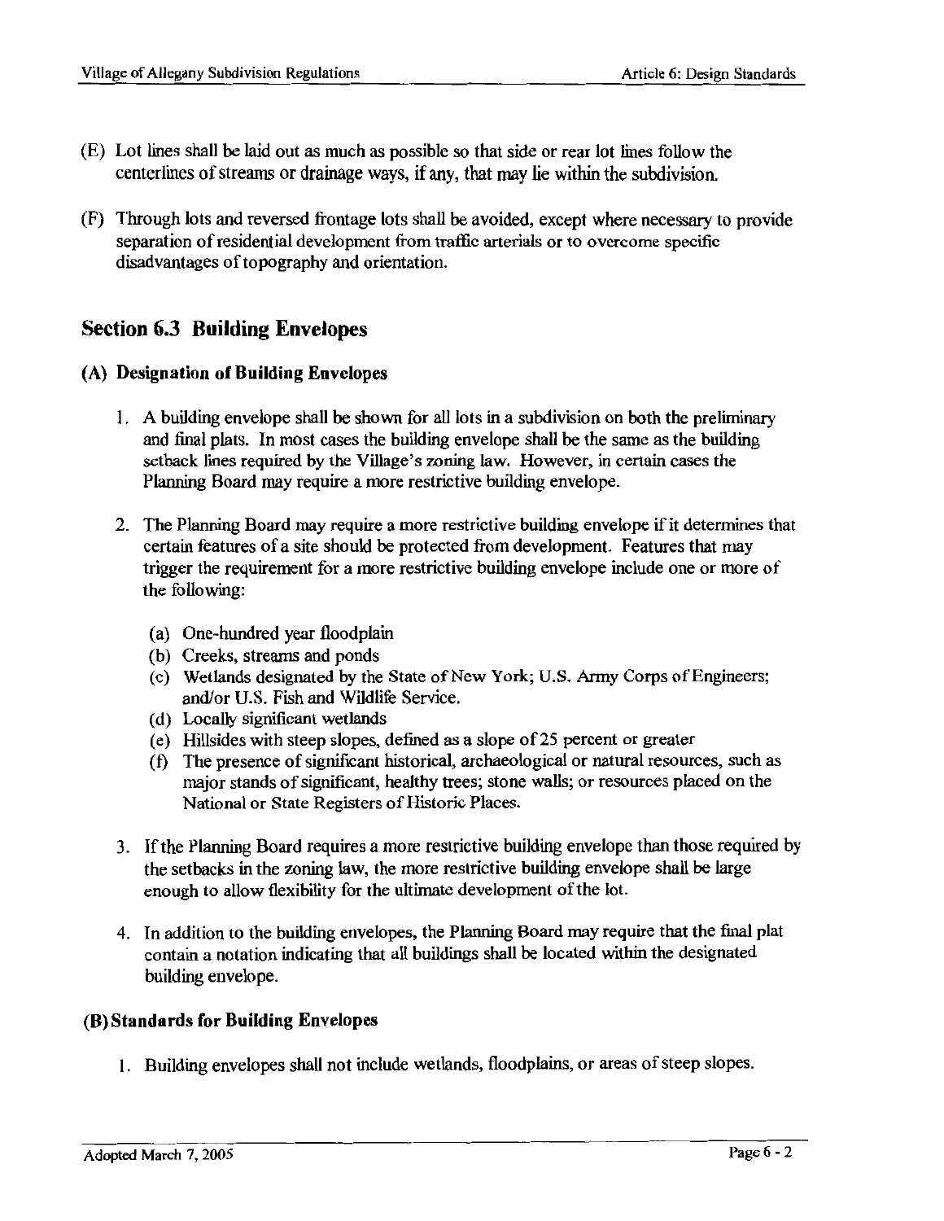(E) Lot lines shall be laid out as much as possible so that side or rear lot lines follow the centerlines of streams or drainage ways, if any, that may lie within the subdivision.

(F) Through lots and reversed frontage lots shall be avoided, except where necessary to provide separation of residential development from traffic arterials or to overcome specific disadvantages of topography and orientation.

## Section 6.3 Building Envelopes

### (A) Designation of Building Envelopes

1. A building envelope shall be shown for all lots in a subdivision on both the preliminary and final plats. In most cases the building envelope shall be the same as the building setback lines required by the Village's zoning law. However, in certain cases the Planning Board may require a more restrictive building envelope.

2. The Planning Board may require a more restrictive building envelope if it determines that certain features of a site should be protected from development. Features that may trigger the requirement for a more restrictive building envelope include one or more of the following:

   (a) One-hundred year floodplain
   (b) Creeks, streams and ponds
   (c) Wetlands designated by the State of New York; U.S. Army Corps of Engineers; and/or U.S. Fish and Wildlife Service.
   (d) Locally significant wetlands
   (e) Hillsides with steep slopes, defined as a slope of 25 percent or greater
   (f) The presence of significant historical, archaeological or natural resources, such as major stands of significant, healthy trees; stone walls; or resources placed on the National or State Registers of Historic Places.

3. If the Planning Board requires a more restrictive building envelope than those required by the setbacks in the zoning law, the more restrictive building envelope shall be large enough to allow flexibility for the ultimate development of the lot.

4. In addition to the building envelopes, the Planning Board may require that the final plat contain a notation indicating that all buildings shall be located within the designated building envelope.

### (B) Standards for Building Envelopes

1. Building envelopes shall not include wetlands, floodplains, or areas of steep slopes.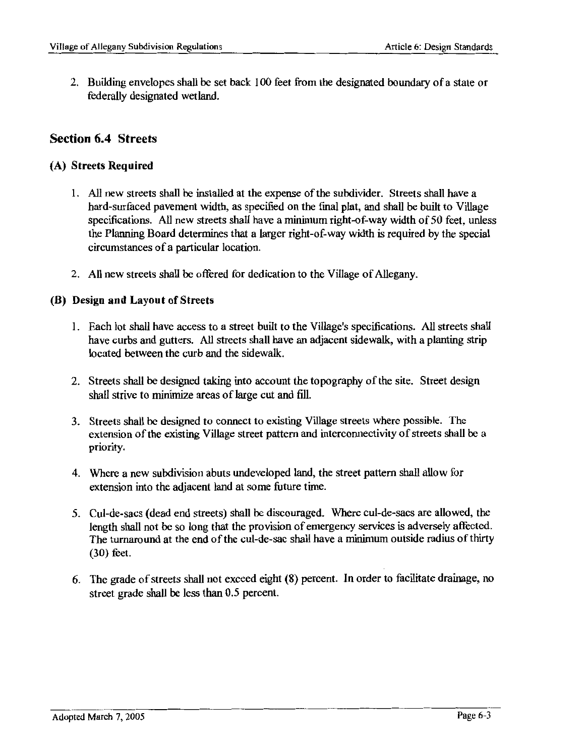2. Building envelopes shall be set back 100 feet from the designated boundary of a state or federally designated wetland.

## Section 6.4 Streets

### (A) Streets Required

1. All new streets shall be installed at the expense of the subdivider. Streets shall have a hard-surfaced pavement width, as specified on the final plat, and shall be built to Village specifications. All new streets shall have a minimum right-of-way width of 50 feet, unless the Planning Board determines that a larger right-of-way width is required by the special circumstances of a particular location.

2. All new streets shall be offered for dedication to the Village of Allegany.

### (B) Design and Layout of Streets

1. Each lot shall have access to a street built to the Village's specifications. All streets shall have curbs and gutters. All streets shall have an adjacent sidewalk, with a planting strip located between the curb and the sidewalk.

2. Streets shall be designed taking into account the topography of the site. Street design shall strive to minimize areas of large cut and fill.

3. Streets shall be designed to connect to existing Village streets where possible. The extension of the existing Village street pattern and interconnectivity of streets shall be a priority.

4. Where a new subdivision abuts undeveloped land, the street pattern shall allow for extension into the adjacent land at some future time.

5. Cul-de-sacs (dead end streets) shall be discouraged. Where cul-de-sacs are allowed, the length shall not be so long that the provision of emergency services is adversely affected. The turnaround at the end of the cul-de-sac shall have a minimum outside radius of thirty (30) feet.

6. The grade of streets shall not exceed eight (8) percent. In order to facilitate drainage, no street grade shall be less than 0.5 percent.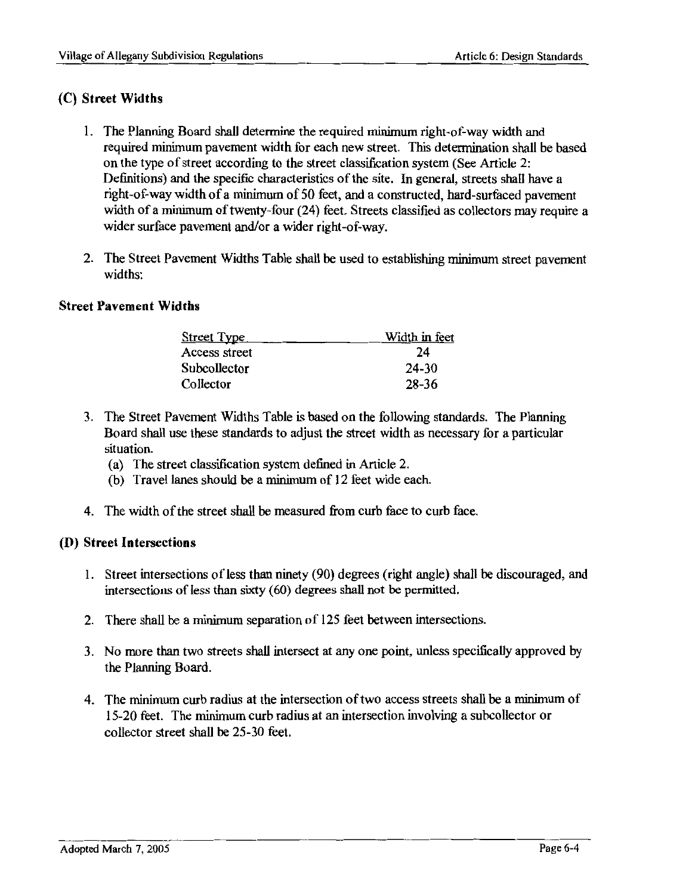### (C) Street Widths

1. The Planning Board shall determine the required minimum right-of-way width and required minimum pavement width for each new street. This determination shall be based on the type of street according to the street classification system (See Article 2: Definitions) and the specific characteristics of the site. In general, streets shall have a right-of-way width of a minimum of 50 feet, and a constructed, hard-surfaced pavement width of a minimum of twenty-four (24) feet. Streets classified as collectors may require a wider surface pavement and/or a wider right-of-way.

2. The Street Pavement Widths Table shall be used to establishing minimum street pavement widths:

**Street Pavement Widths**

| Street Type | Width in feet |
|---|---|
| Access street | 24 |
| Subcollector | 24-30 |
| Collector | 28-36 |

3. The Street Pavement Widths Table is based on the following standards. The Planning Board shall use these standards to adjust the street width as necessary for a particular situation.
   (a) The street classification system defined in Article 2.
   (b) Travel lanes should be a minimum of 12 feet wide each.

4. The width of the street shall be measured from curb face to curb face.

### (D) Street Intersections

1. Street intersections of less than ninety (90) degrees (right angle) shall be discouraged, and intersections of less than sixty (60) degrees shall not be permitted.

2. There shall be a minimum separation of 125 feet between intersections.

3. No more than two streets shall intersect at any one point, unless specifically approved by the Planning Board.

4. The minimum curb radius at the intersection of two access streets shall be a minimum of 15-20 feet. The minimum curb radius at an intersection involving a subcollector or collector street shall be 25-30 feet.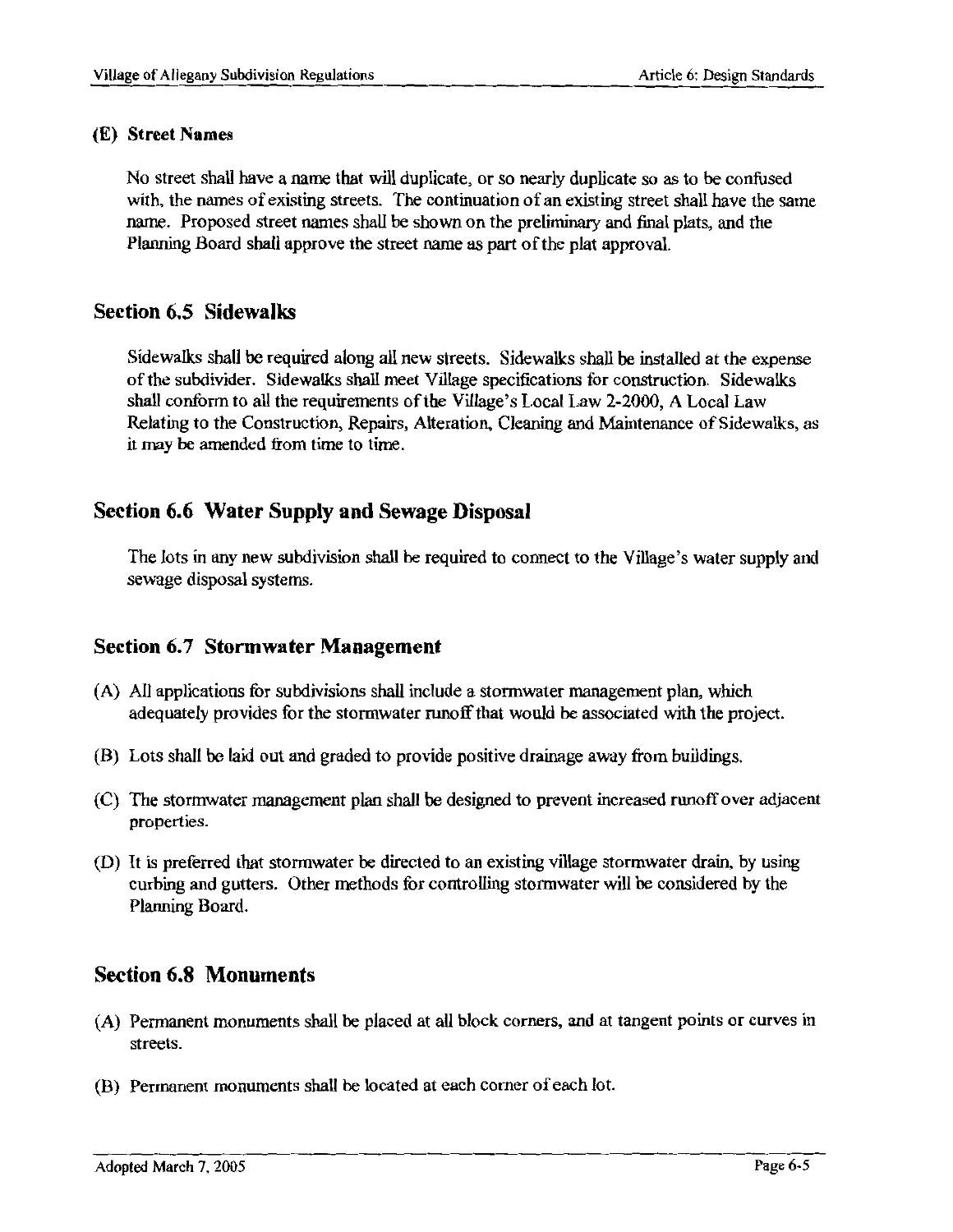### (E) Street Names

No street shall have a name that will duplicate, or so nearly duplicate so as to be confused with, the names of existing streets. The continuation of an existing street shall have the same name. Proposed street names shall be shown on the preliminary and final plats, and the Planning Board shall approve the street name as part of the plat approval.

## Section 6.5 Sidewalks

Sidewalks shall be required along all new streets. Sidewalks shall be installed at the expense of the subdivider. Sidewalks shall meet Village specifications for construction. Sidewalks shall conform to all the requirements of the Village's Local Law 2-2000, A Local Law Relating to the Construction, Repairs, Alteration, Cleaning and Maintenance of Sidewalks, as it may be amended from time to time.

## Section 6.6 Water Supply and Sewage Disposal

The lots in any new subdivision shall be required to connect to the Village's water supply and sewage disposal systems.

## Section 6.7 Stormwater Management

(A) All applications for subdivisions shall include a stormwater management plan, which adequately provides for the stormwater runoff that would be associated with the project.

(B) Lots shall be laid out and graded to provide positive drainage away from buildings.

(C) The stormwater management plan shall be designed to prevent increased runoff over adjacent properties.

(D) It is preferred that stormwater be directed to an existing village stormwater drain, by using curbing and gutters. Other methods for controlling stormwater will be considered by the Planning Board.

## Section 6.8 Monuments

(A) Permanent monuments shall be placed at all block corners, and at tangent points or curves in streets.

(B) Permanent monuments shall be located at each corner of each lot.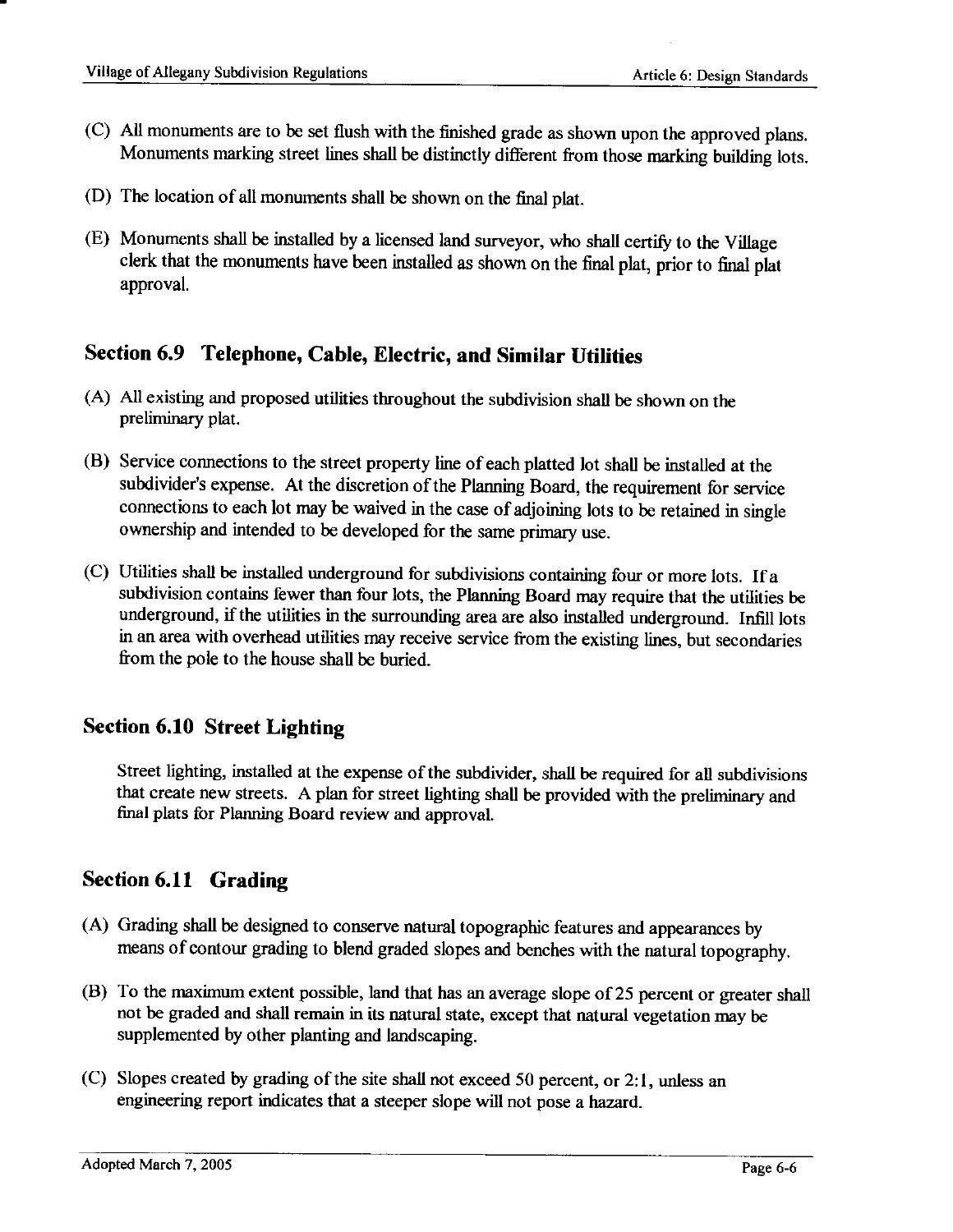(C) All monuments are to be set flush with the finished grade as shown upon the approved plans. Monuments marking street lines shall be distinctly different from those marking building lots.

(D) The location of all monuments shall be shown on the final plat.

(E) Monuments shall be installed by a licensed land surveyor, who shall certify to the Village clerk that the monuments have been installed as shown on the final plat, prior to final plat approval.

## Section 6.9 Telephone, Cable, Electric, and Similar Utilities

(A) All existing and proposed utilities throughout the subdivision shall be shown on the preliminary plat.

(B) Service connections to the street property line of each platted lot shall be installed at the subdivider's expense. At the discretion of the Planning Board, the requirement for service connections to each lot may be waived in the case of adjoining lots to be retained in single ownership and intended to be developed for the same primary use.

(C) Utilities shall be installed underground for subdivisions containing four or more lots. If a subdivision contains fewer than four lots, the Planning Board may require that the utilities be underground, if the utilities in the surrounding area are also installed underground. Infill lots in an area with overhead utilities may receive service from the existing lines, but secondaries from the pole to the house shall be buried.

## Section 6.10 Street Lighting

Street lighting, installed at the expense of the subdivider, shall be required for all subdivisions that create new streets. A plan for street lighting shall be provided with the preliminary and final plats for Planning Board review and approval.

## Section 6.11 Grading

(A) Grading shall be designed to conserve natural topographic features and appearances by means of contour grading to blend graded slopes and benches with the natural topography.

(B) To the maximum extent possible, land that has an average slope of 25 percent or greater shall not be graded and shall remain in its natural state, except that natural vegetation may be supplemented by other planting and landscaping.

(C) Slopes created by grading of the site shall not exceed 50 percent, or 2:1, unless an engineering report indicates that a steeper slope will not pose a hazard.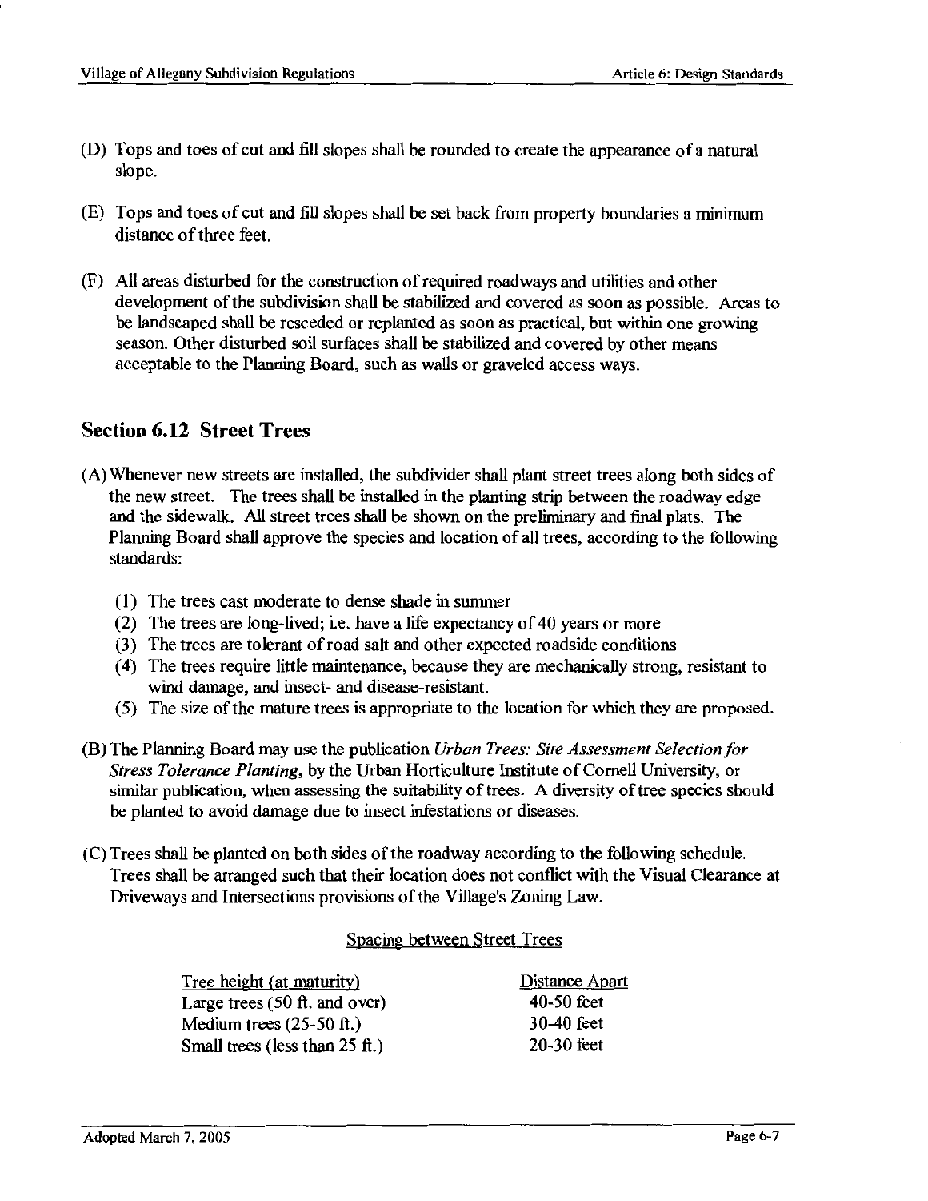(D) Tops and toes of cut and fill slopes shall be rounded to create the appearance of a natural slope.

(E) Tops and toes of cut and fill slopes shall be set back from property boundaries a minimum distance of three feet.

(F) All areas disturbed for the construction of required roadways and utilities and other development of the subdivision shall be stabilized and covered as soon as possible. Areas to be landscaped shall be reseeded or replanted as soon as practical, but within one growing season. Other disturbed soil surfaces shall be stabilized and covered by other means acceptable to the Planning Board, such as walls or graveled access ways.

## Section 6.12 Street Trees

(A) Whenever new streets are installed, the subdivider shall plant street trees along both sides of the new street. The trees shall be installed in the planting strip between the roadway edge and the sidewalk. All street trees shall be shown on the preliminary and final plats. The Planning Board shall approve the species and location of all trees, according to the following standards:

(1) The trees cast moderate to dense shade in summer
(2) The trees are long-lived; i.e. have a life expectancy of 40 years or more
(3) The trees are tolerant of road salt and other expected roadside conditions
(4) The trees require little maintenance, because they are mechanically strong, resistant to wind damage, and insect- and disease-resistant.
(5) The size of the mature trees is appropriate to the location for which they are proposed.

(B) The Planning Board may use the publication *Urban Trees: Site Assessment Selection for Stress Tolerance Planting*, by the Urban Horticulture Institute of Cornell University, or similar publication, when assessing the suitability of trees. A diversity of tree species should be planted to avoid damage due to insect infestations or diseases.

(C) Trees shall be planted on both sides of the roadway according to the following schedule. Trees shall be arranged such that their location does not conflict with the Visual Clearance at Driveways and Intersections provisions of the Village's Zoning Law.

Spacing between Street Trees

| Tree height (at maturity) | Distance Apart |
|---|---|
| Large trees (50 ft. and over) | 40-50 feet |
| Medium trees (25-50 ft.) | 30-40 feet |
| Small trees (less than 25 ft.) | 20-30 feet |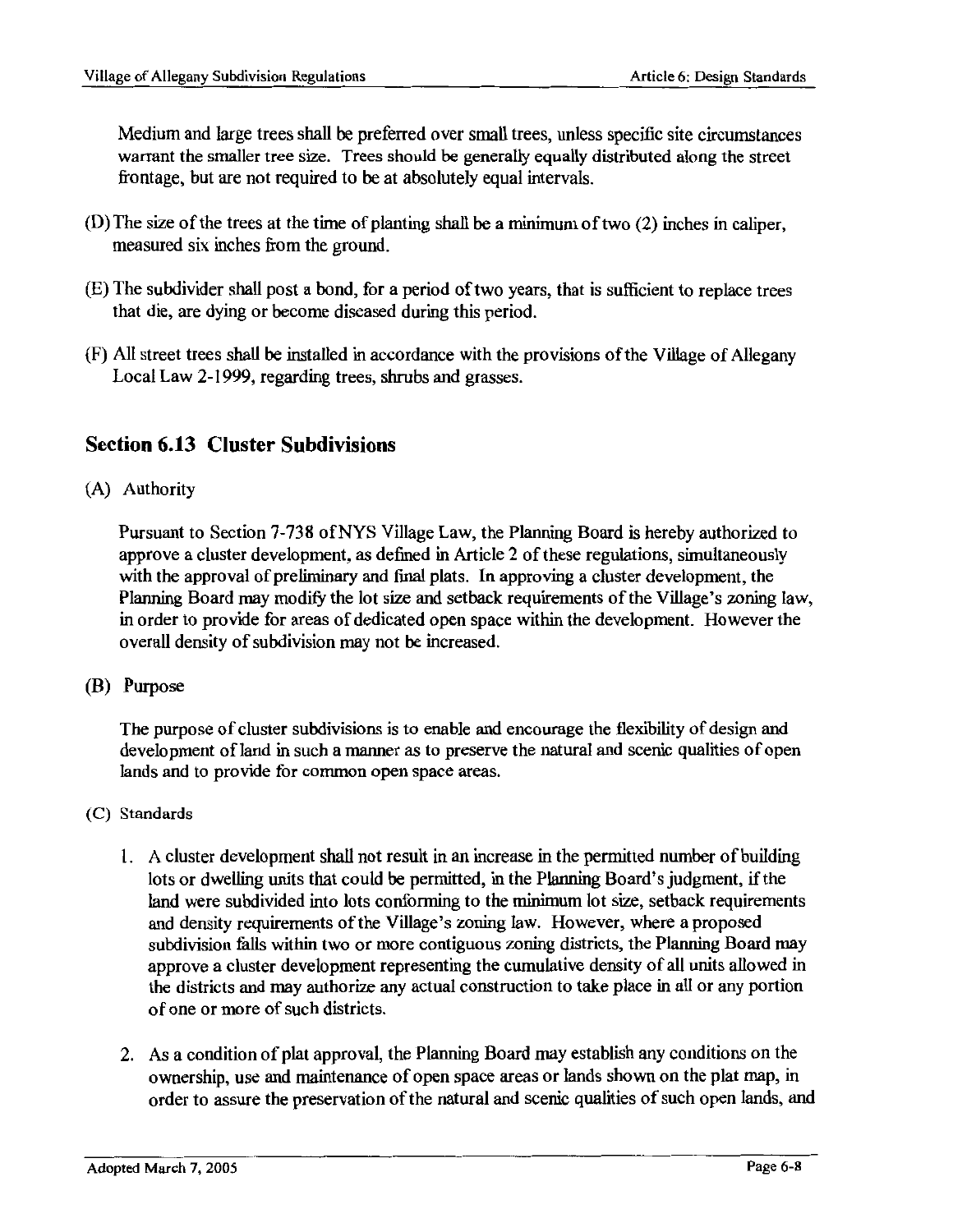Medium and large trees shall be preferred over small trees, unless specific site circumstances warrant the smaller tree size. Trees should be generally equally distributed along the street frontage, but are not required to be at absolutely equal intervals.

(D) The size of the trees at the time of planting shall be a minimum of two (2) inches in caliper, measured six inches from the ground.

(E) The subdivider shall post a bond, for a period of two years, that is sufficient to replace trees that die, are dying or become diseased during this period.

(F) All street trees shall be installed in accordance with the provisions of the Village of Allegany Local Law 2-1999, regarding trees, shrubs and grasses.

## Section 6.13 Cluster Subdivisions

(A) Authority

Pursuant to Section 7-738 of NYS Village Law, the Planning Board is hereby authorized to approve a cluster development, as defined in Article 2 of these regulations, simultaneously with the approval of preliminary and final plats. In approving a cluster development, the Planning Board may modify the lot size and setback requirements of the Village's zoning law, in order to provide for areas of dedicated open space within the development. However the overall density of subdivision may not be increased.

(B) Purpose

The purpose of cluster subdivisions is to enable and encourage the flexibility of design and development of land in such a manner as to preserve the natural and scenic qualities of open lands and to provide for common open space areas.

(C) Standards

1. A cluster development shall not result in an increase in the permitted number of building lots or dwelling units that could be permitted, in the Planning Board's judgment, if the land were subdivided into lots conforming to the minimum lot size, setback requirements and density requirements of the Village's zoning law. However, where a proposed subdivision falls within two or more contiguous zoning districts, the Planning Board may approve a cluster development representing the cumulative density of all units allowed in the districts and may authorize any actual construction to take place in all or any portion of one or more of such districts.

2. As a condition of plat approval, the Planning Board may establish any conditions on the ownership, use and maintenance of open space areas or lands shown on the plat map, in order to assure the preservation of the natural and scenic qualities of such open lands, and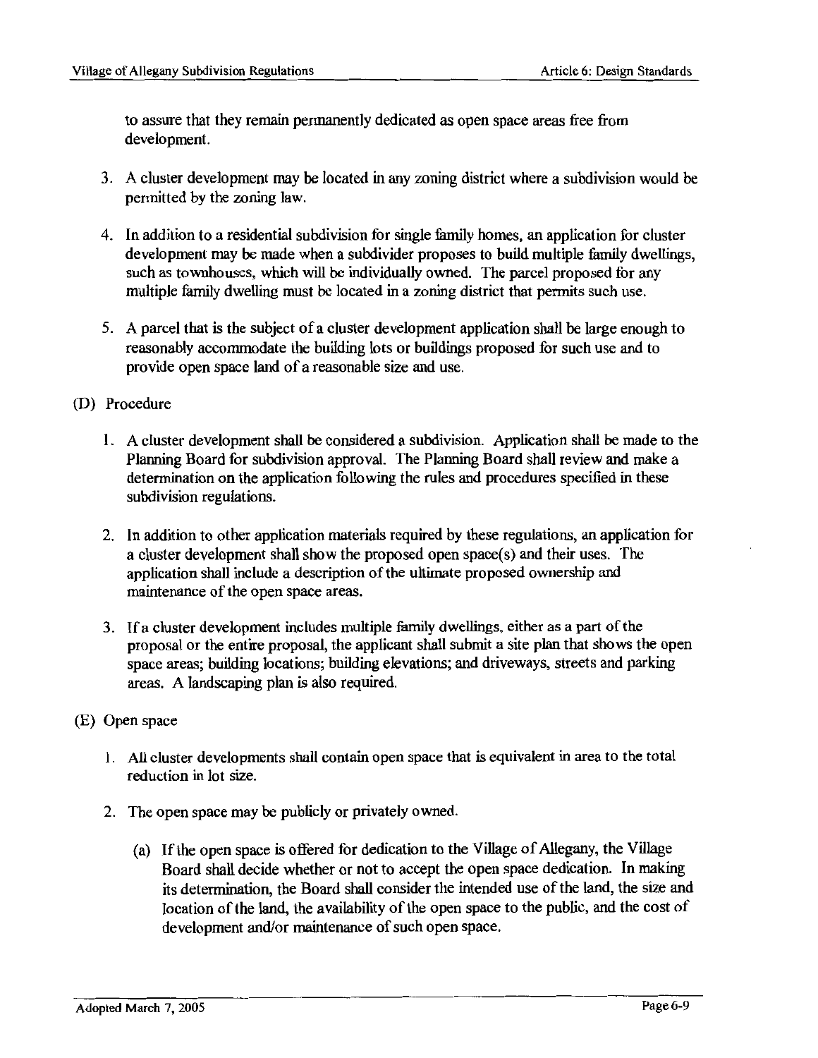to assure that they remain permanently dedicated as open space areas free from development.

3. A cluster development may be located in any zoning district where a subdivision would be permitted by the zoning law.

4. In addition to a residential subdivision for single family homes, an application for cluster development may be made when a subdivider proposes to build multiple family dwellings, such as townhouses, which will be individually owned. The parcel proposed for any multiple family dwelling must be located in a zoning district that permits such use.

5. A parcel that is the subject of a cluster development application shall be large enough to reasonably accommodate the building lots or buildings proposed for such use and to provide open space land of a reasonable size and use.

(D) Procedure

1. A cluster development shall be considered a subdivision. Application shall be made to the Planning Board for subdivision approval. The Planning Board shall review and make a determination on the application following the rules and procedures specified in these subdivision regulations.

2. In addition to other application materials required by these regulations, an application for a cluster development shall show the proposed open space(s) and their uses. The application shall include a description of the ultimate proposed ownership and maintenance of the open space areas.

3. If a cluster development includes multiple family dwellings, either as a part of the proposal or the entire proposal, the applicant shall submit a site plan that shows the open space areas; building locations; building elevations; and driveways, streets and parking areas. A landscaping plan is also required.

(E) Open space

1. All cluster developments shall contain open space that is equivalent in area to the total reduction in lot size.

2. The open space may be publicly or privately owned.

   (a) If the open space is offered for dedication to the Village of Allegany, the Village Board shall decide whether or not to accept the open space dedication. In making its determination, the Board shall consider the intended use of the land, the size and location of the land, the availability of the open space to the public, and the cost of development and/or maintenance of such open space.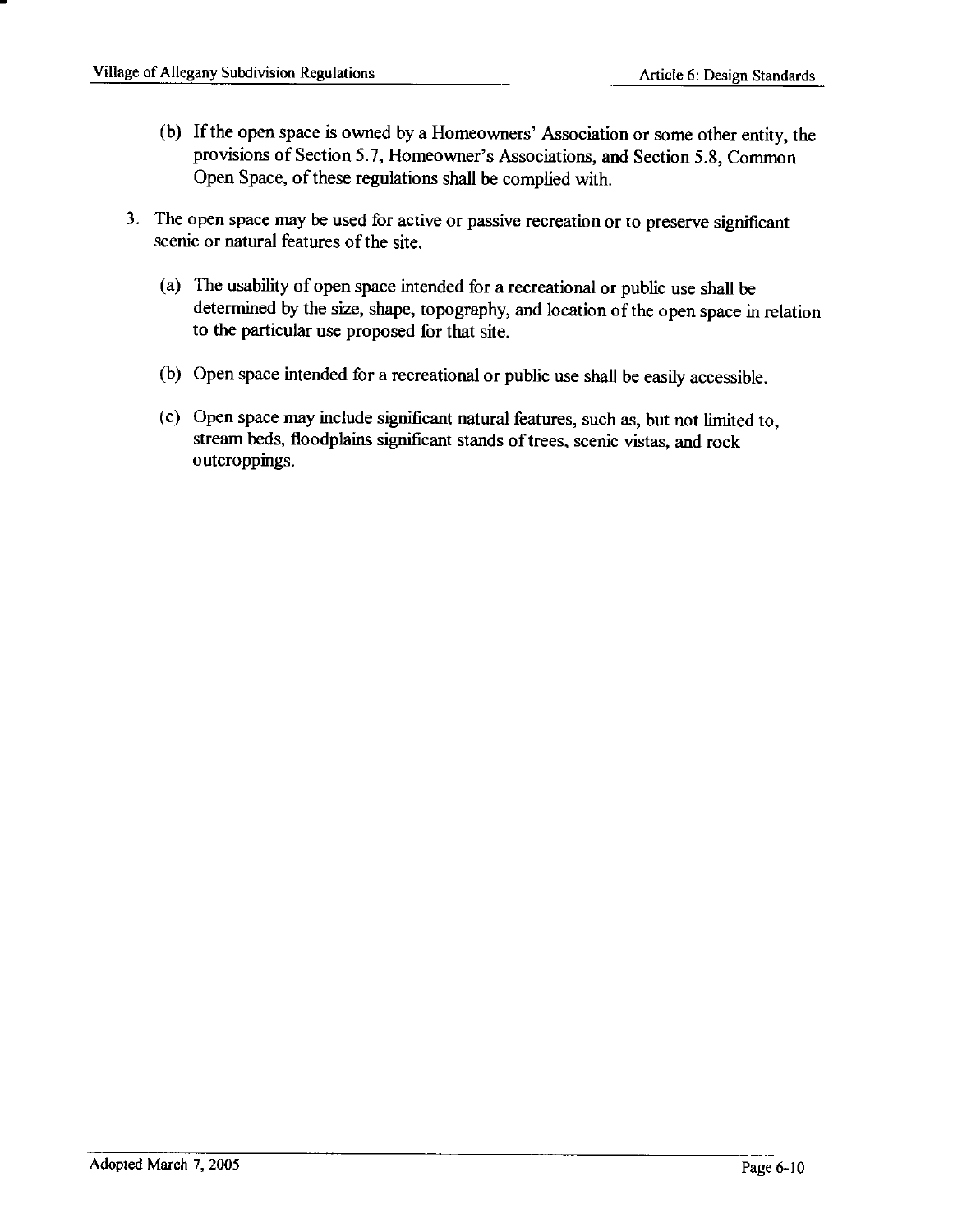(b) If the open space is owned by a Homeowners' Association or some other entity, the provisions of Section 5.7, Homeowner's Associations, and Section 5.8, Common Open Space, of these regulations shall be complied with.

3. The open space may be used for active or passive recreation or to preserve significant scenic or natural features of the site.

   (a) The usability of open space intended for a recreational or public use shall be determined by the size, shape, topography, and location of the open space in relation to the particular use proposed for that site.

   (b) Open space intended for a recreational or public use shall be easily accessible.

   (c) Open space may include significant natural features, such as, but not limited to, stream beds, floodplains significant stands of trees, scenic vistas, and rock outcroppings.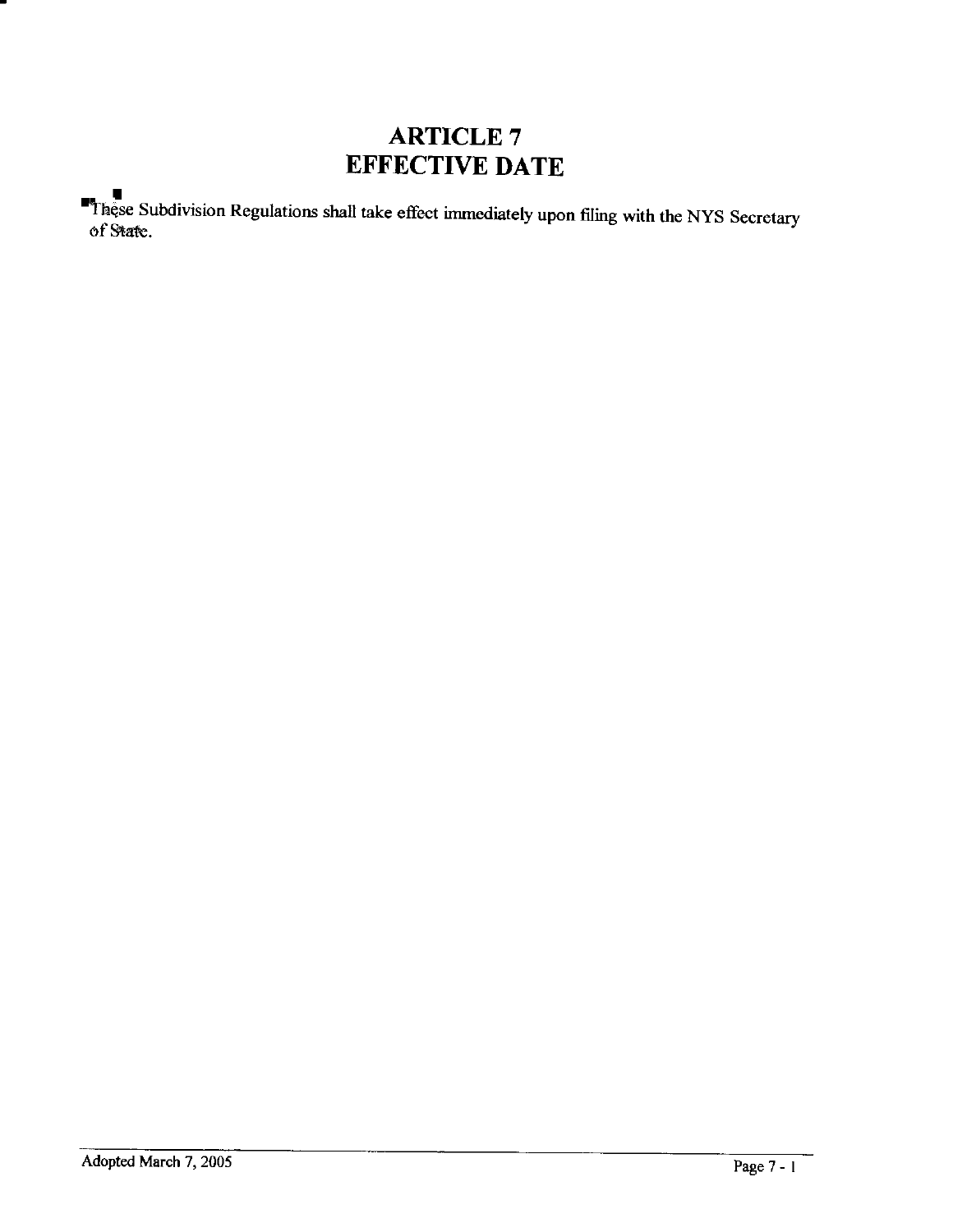# ARTICLE 7
# EFFECTIVE DATE

These Subdivision Regulations shall take effect immediately upon filing with the NYS Secretary of State.